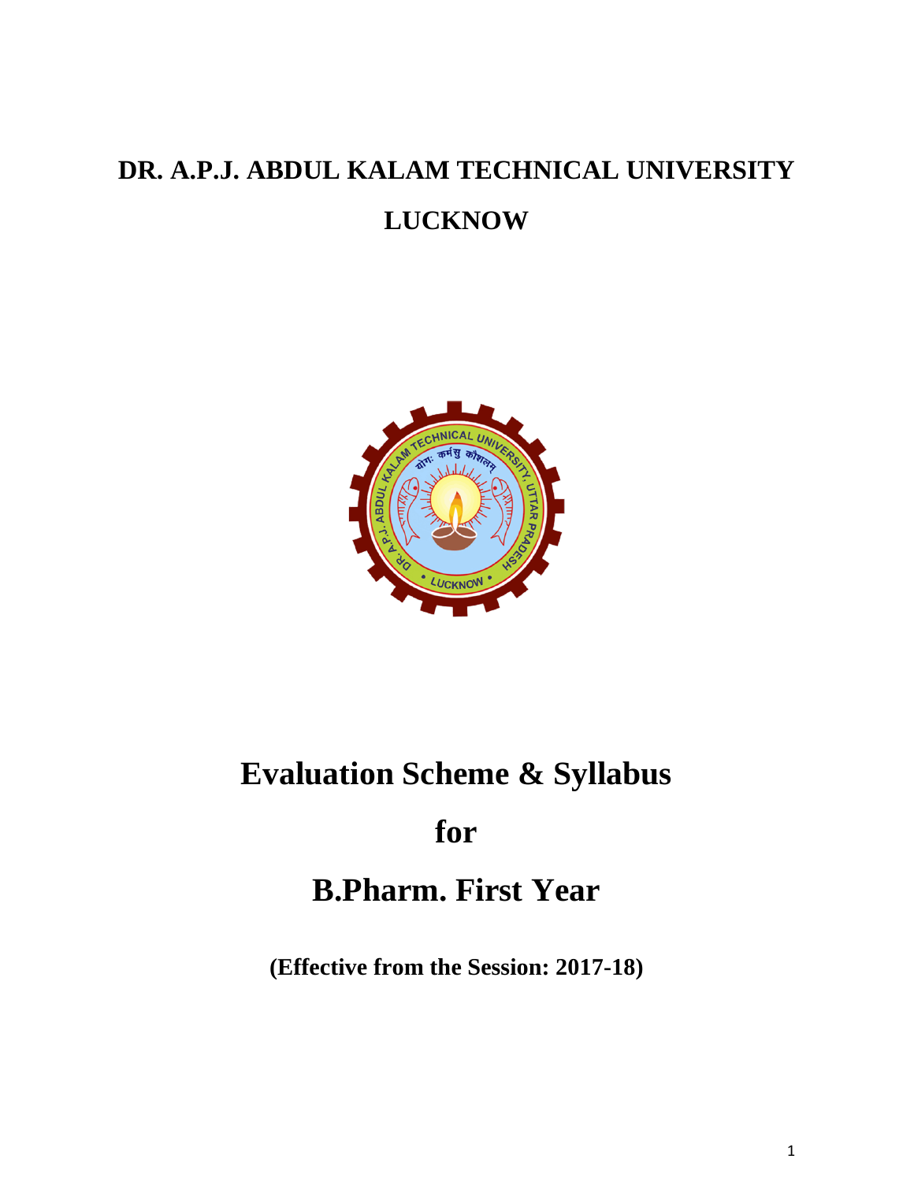# DR. A.P.J. ABDUL KALAM TECHNICAL UNIVERSITY

# LUCKNOW

# Evaluation Scheme & Syllabus

# for

# B.Pharm. First Year

**(Effective from the Session: 2017-18)**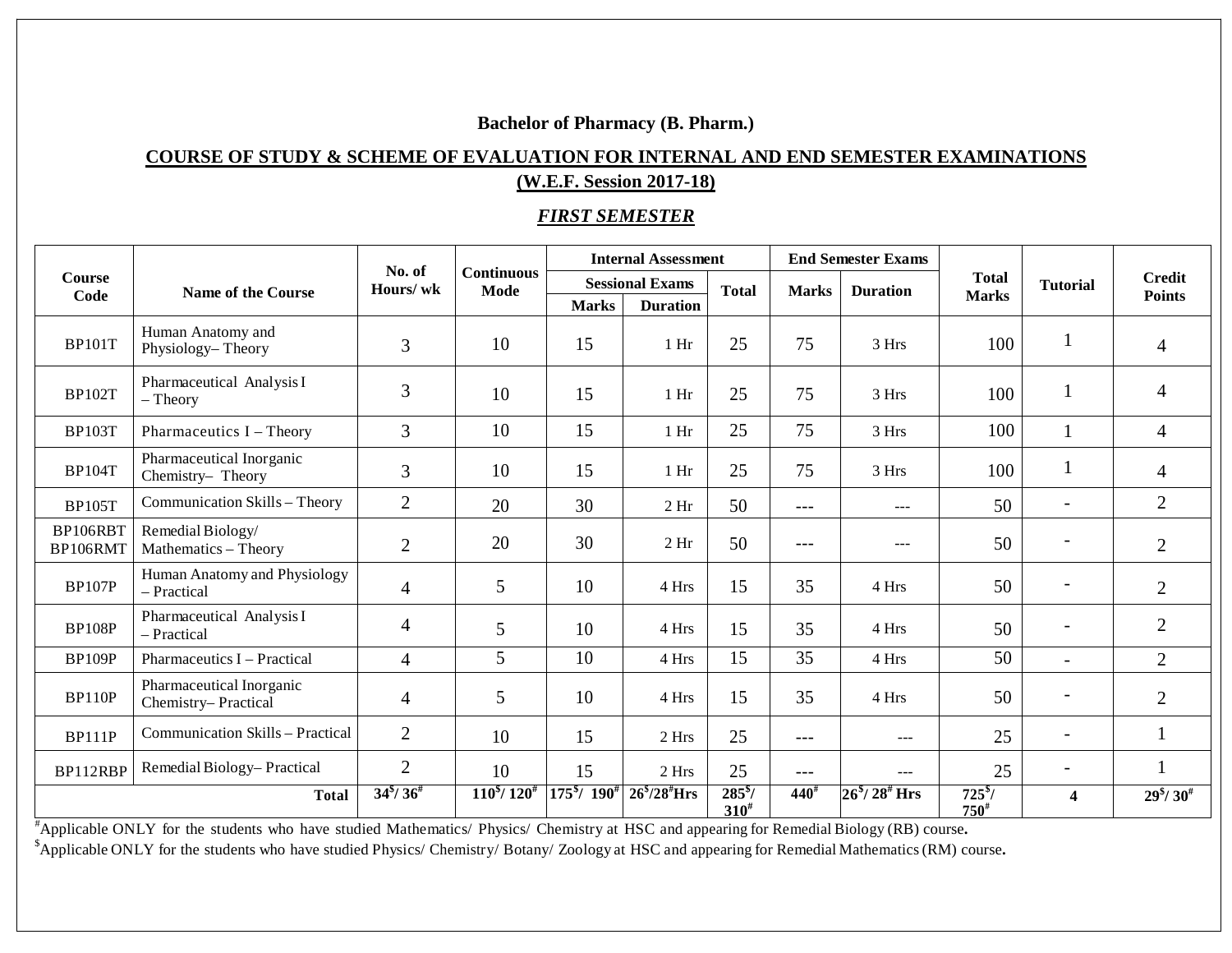**Bachelor of Pharmacy (B. Pharm.)**

**COURSE OF STUDY & SCHEME OF EVALUATION FOR INTERNAL AND END SEMESTER EXAMINATIONS**
**(W.E.F. Session 2017-18)**

***FIRST SEMESTER***

| Course Code | Name of the Course | No. of Hours/ wk | Continuous Mode | Internal Assessment | | | End Semester Exams | | Total Marks | Tutorial | Credit Points |
|---|---|---|---|---|---|---|---|---|---|---|---|
| | | | | Sessional Exams | | Total | Marks | Duration | | | |
| | | | | Marks | Duration | | | | | | |
| BP101T | Human Anatomy and Physiology– Theory | 3 | 10 | 15 | 1 Hr | 25 | 75 | 3 Hrs | 100 | 1 | 4 |
| BP102T | Pharmaceutical Analysis I – Theory | 3 | 10 | 15 | 1 Hr | 25 | 75 | 3 Hrs | 100 | 1 | 4 |
| BP103T | Pharmaceutics I – Theory | 3 | 10 | 15 | 1 Hr | 25 | 75 | 3 Hrs | 100 | 1 | 4 |
| BP104T | Pharmaceutical Inorganic Chemistry– Theory | 3 | 10 | 15 | 1 Hr | 25 | 75 | 3 Hrs | 100 | 1 | 4 |
| BP105T | Communication Skills – Theory | 2 | 20 | 30 | 2 Hr | 50 | --- | --- | 50 | - | 2 |
| BP106RBT BP106RMT | Remedial Biology/ Mathematics – Theory | 2 | 20 | 30 | 2 Hr | 50 | --- | --- | 50 | - | 2 |
| BP107P | Human Anatomy and Physiology – Practical | 4 | 5 | 10 | 4 Hrs | 15 | 35 | 4 Hrs | 50 | - | 2 |
| BP108P | Pharmaceutical Analysis I – Practical | 4 | 5 | 10 | 4 Hrs | 15 | 35 | 4 Hrs | 50 | - | 2 |
| BP109P | Pharmaceutics I – Practical | 4 | 5 | 10 | 4 Hrs | 15 | 35 | 4 Hrs | 50 | - | 2 |
| BP110P | Pharmaceutical Inorganic Chemistry– Practical | 4 | 5 | 10 | 4 Hrs | 15 | 35 | 4 Hrs | 50 | - | 2 |
| BP111P | Communication Skills – Practical | 2 | 10 | 15 | 2 Hrs | 25 | --- | --- | 25 | - | 1 |
| BP112RBP | Remedial Biology– Practical | 2 | 10 | 15 | 2 Hrs | 25 | --- | --- | 25 | - | 1 |
| **Total** | | **34$/ 36#** | **110$/ 120#** | **175$/ 190#** | **26$/28# Hrs** | **285$/ 310#** | **440#** | **26$/ 28# Hrs** | **725$/ 750#** | **4** | **29$/ 30#** |

#Applicable ONLY for the students who have studied Mathematics/ Physics/ Chemistry at HSC and appearing for Remedial Biology (RB) course.

$Applicable ONLY for the students who have studied Physics/ Chemistry/ Botany/ Zoology at HSC and appearing for Remedial Mathematics (RM) course.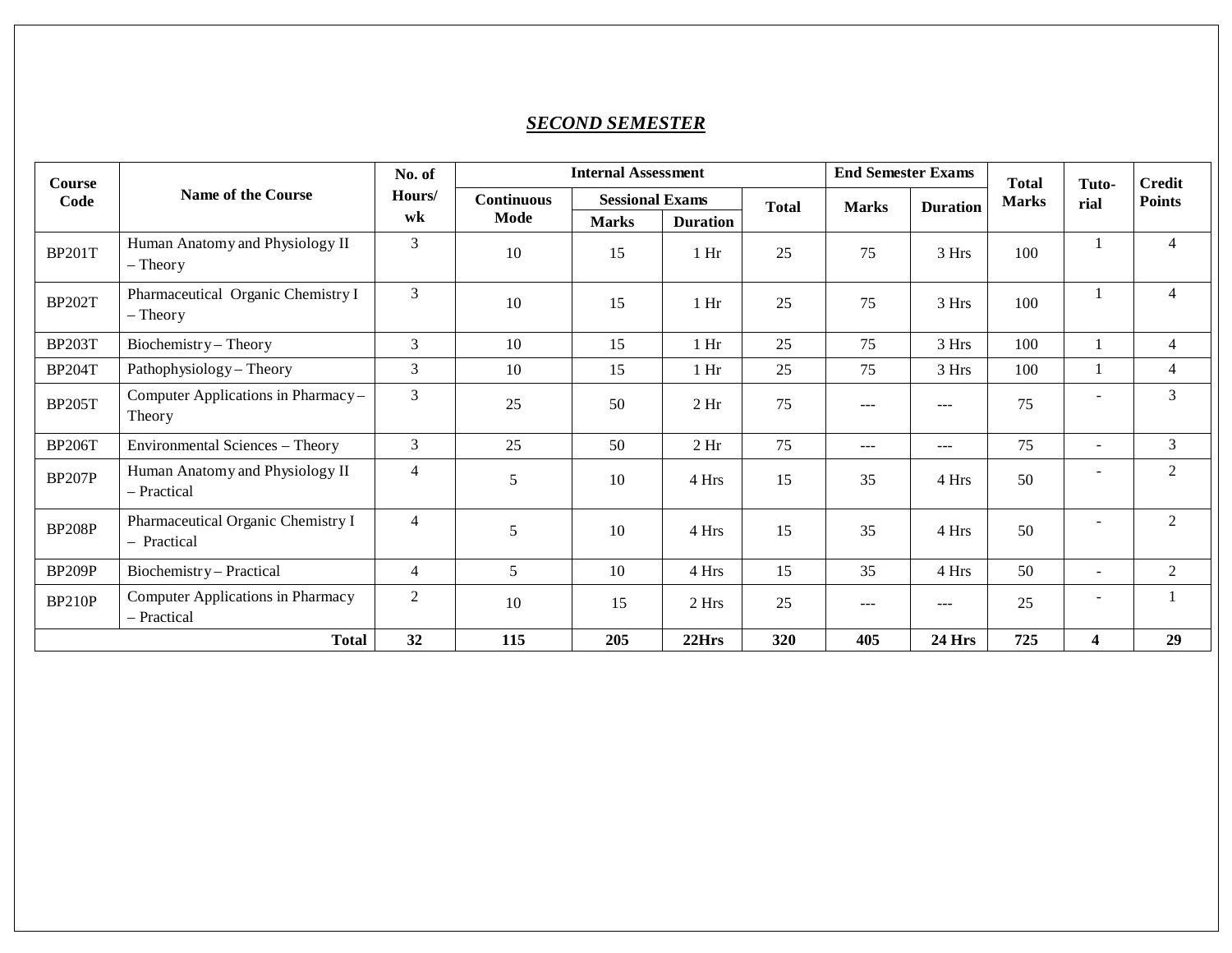## ***SECOND SEMESTER***

| Course Code | Name of the Course | No. of Hours/ wk | Internal Assessment | | | | End Semester Exams | | Total Marks | Tuto-rial | Credit Points |
|---|---|---|---|---|---|---|---|---|---|---|---|
| | | | Continuous Mode | Sessional Exams | | Total | Marks | Duration | | | |
| | | | | Marks | Duration | | | | | | |
| BP201T | Human Anatomy and Physiology II – Theory | 3 | 10 | 15 | 1 Hr | 25 | 75 | 3 Hrs | 100 | 1 | 4 |
| BP202T | Pharmaceutical Organic Chemistry I – Theory | 3 | 10 | 15 | 1 Hr | 25 | 75 | 3 Hrs | 100 | 1 | 4 |
| BP203T | Biochemistry – Theory | 3 | 10 | 15 | 1 Hr | 25 | 75 | 3 Hrs | 100 | 1 | 4 |
| BP204T | Pathophysiology – Theory | 3 | 10 | 15 | 1 Hr | 25 | 75 | 3 Hrs | 100 | 1 | 4 |
| BP205T | Computer Applications in Pharmacy – Theory | 3 | 25 | 50 | 2 Hr | 75 | --- | --- | 75 | - | 3 |
| BP206T | Environmental Sciences – Theory | 3 | 25 | 50 | 2 Hr | 75 | --- | --- | 75 | - | 3 |
| BP207P | Human Anatomy and Physiology II – Practical | 4 | 5 | 10 | 4 Hrs | 15 | 35 | 4 Hrs | 50 | - | 2 |
| BP208P | Pharmaceutical Organic Chemistry I – Practical | 4 | 5 | 10 | 4 Hrs | 15 | 35 | 4 Hrs | 50 | - | 2 |
| BP209P | Biochemistry – Practical | 4 | 5 | 10 | 4 Hrs | 15 | 35 | 4 Hrs | 50 | - | 2 |
| BP210P | Computer Applications in Pharmacy – Practical | 2 | 10 | 15 | 2 Hrs | 25 | --- | --- | 25 | - | 1 |
| | **Total** | **32** | **115** | **205** | **22Hrs** | **320** | **405** | **24 Hrs** | **725** | **4** | **29** |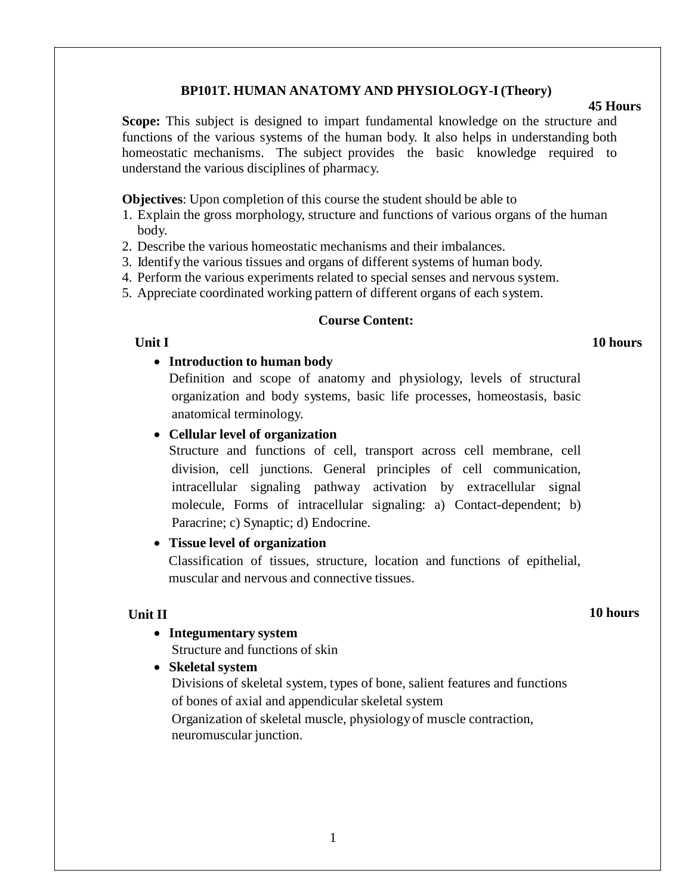## BP101T. HUMAN ANATOMY AND PHYSIOLOGY-I (Theory)

**45 Hours**

**Scope:** This subject is designed to impart fundamental knowledge on the structure and functions of the various systems of the human body. It also helps in understanding both homeostatic mechanisms. The subject provides the basic knowledge required to understand the various disciplines of pharmacy.

**Objectives**: Upon completion of this course the student should be able to

1. Explain the gross morphology, structure and functions of various organs of the human body.
2. Describe the various homeostatic mechanisms and their imbalances.
3. Identify the various tissues and organs of different systems of human body.
4. Perform the various experiments related to special senses and nervous system.
5. Appreciate coordinated working pattern of different organs of each system.

### Course Content:

**Unit I** **10 hours**

- **Introduction to human body**
  Definition and scope of anatomy and physiology, levels of structural organization and body systems, basic life processes, homeostasis, basic anatomical terminology.
- **Cellular level of organization**
  Structure and functions of cell, transport across cell membrane, cell division, cell junctions. General principles of cell communication, intracellular signaling pathway activation by extracellular signal molecule, Forms of intracellular signaling: a) Contact-dependent; b) Paracrine; c) Synaptic; d) Endocrine.
- **Tissue level of organization**
  Classification of tissues, structure, location and functions of epithelial, muscular and nervous and connective tissues.

**Unit II** **10 hours**

- **Integumentary system**
  Structure and functions of skin
- **Skeletal system**
  Divisions of skeletal system, types of bone, salient features and functions of bones of axial and appendicular skeletal system
  Organization of skeletal muscle, physiology of muscle contraction, neuromuscular junction.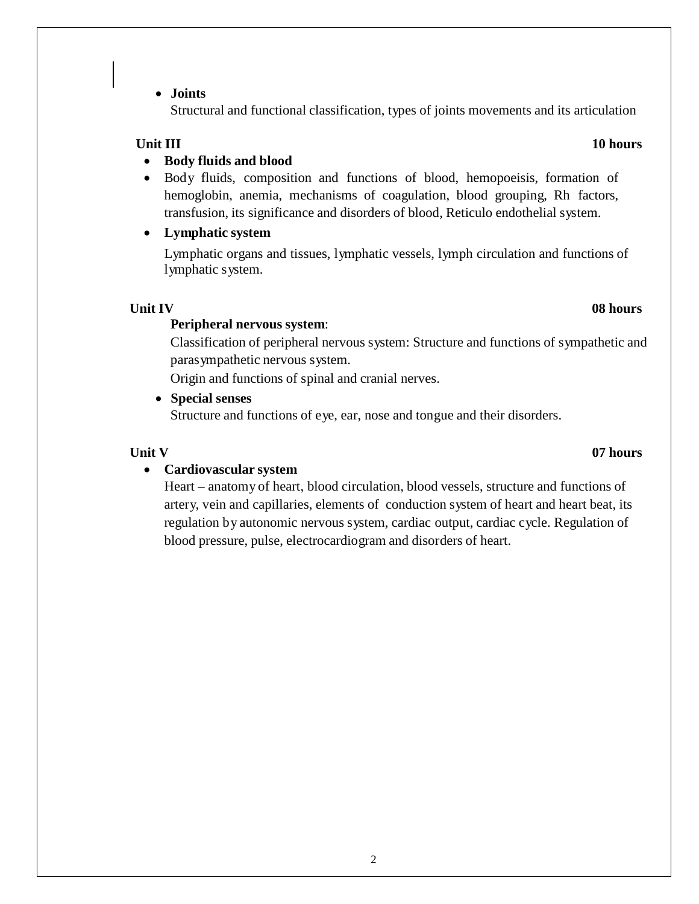- **Joints**

  Structural and functional classification, types of joints movements and its articulation

**Unit III** **10 hours**

- **Body fluids and blood**
- Body fluids, composition and functions of blood, hemopoeisis, formation of hemoglobin, anemia, mechanisms of coagulation, blood grouping, Rh factors, transfusion, its significance and disorders of blood, Reticulo endothelial system.
- **Lymphatic system**

  Lymphatic organs and tissues, lymphatic vessels, lymph circulation and functions of lymphatic system.

**Unit IV** **08 hours**

**Peripheral nervous system**:

Classification of peripheral nervous system: Structure and functions of sympathetic and parasympathetic nervous system.

Origin and functions of spinal and cranial nerves.

- **Special senses**

  Structure and functions of eye, ear, nose and tongue and their disorders.

**Unit V** **07 hours**

- **Cardiovascular system**

  Heart – anatomy of heart, blood circulation, blood vessels, structure and functions of artery, vein and capillaries, elements of conduction system of heart and heart beat, its regulation by autonomic nervous system, cardiac output, cardiac cycle. Regulation of blood pressure, pulse, electrocardiogram and disorders of heart.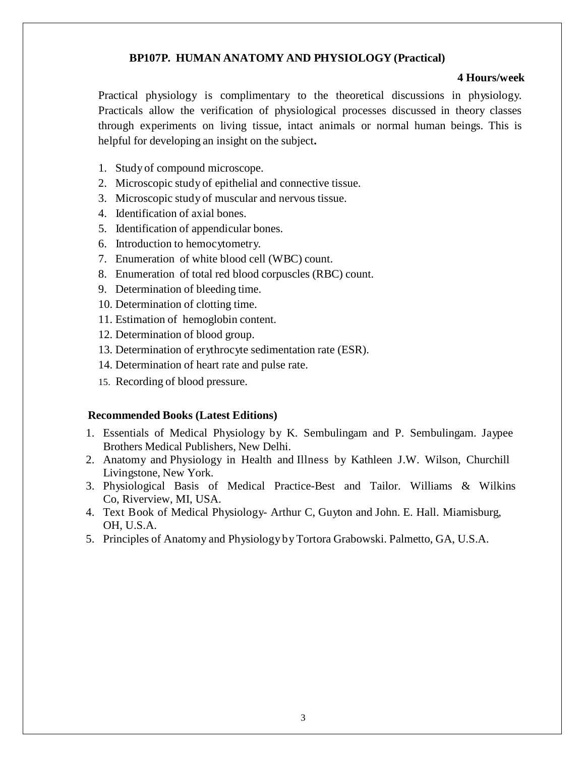## BP107P. HUMAN ANATOMY AND PHYSIOLOGY (Practical)

**4 Hours/week**

Practical physiology is complimentary to the theoretical discussions in physiology. Practicals allow the verification of physiological processes discussed in theory classes through experiments on living tissue, intact animals or normal human beings. This is helpful for developing an insight on the subject**.**

1. Study of compound microscope.
2. Microscopic study of epithelial and connective tissue.
3. Microscopic study of muscular and nervous tissue.
4. Identification of axial bones.
5. Identification of appendicular bones.
6. Introduction to hemocytometry.
7. Enumeration of white blood cell (WBC) count.
8. Enumeration of total red blood corpuscles (RBC) count.
9. Determination of bleeding time.
10. Determination of clotting time.
11. Estimation of hemoglobin content.
12. Determination of blood group.
13. Determination of erythrocyte sedimentation rate (ESR).
14. Determination of heart rate and pulse rate.
15. Recording of blood pressure.

### Recommended Books (Latest Editions)

1. Essentials of Medical Physiology by K. Sembulingam and P. Sembulingam. Jaypee Brothers Medical Publishers, New Delhi.
2. Anatomy and Physiology in Health and Illness by Kathleen J.W. Wilson, Churchill Livingstone, New York.
3. Physiological Basis of Medical Practice-Best and Tailor. Williams & Wilkins Co, Riverview, MI, USA.
4. Text Book of Medical Physiology- Arthur C, Guyton and John. E. Hall. Miamisburg, OH, U.S.A.
5. Principles of Anatomy and Physiology by Tortora Grabowski. Palmetto, GA, U.S.A.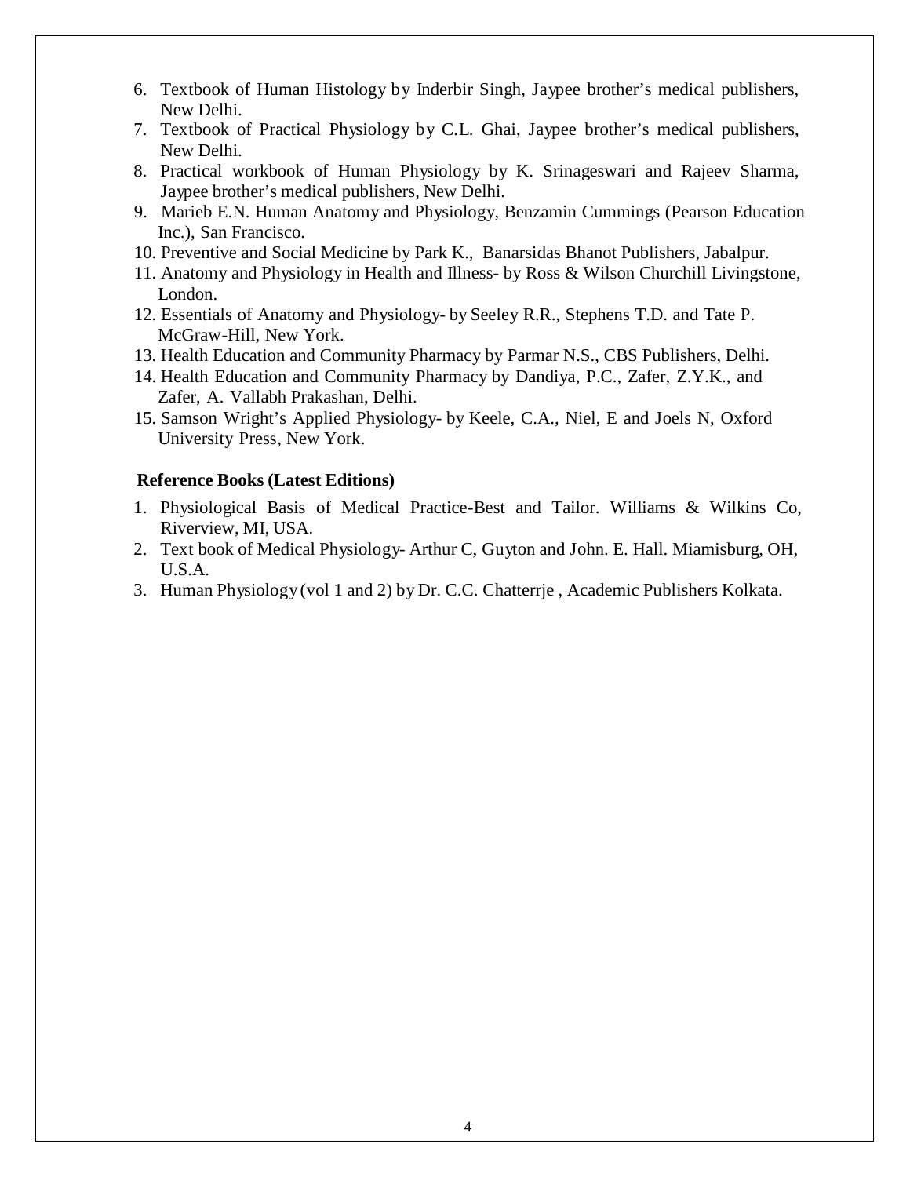6. Textbook of Human Histology by Inderbir Singh, Jaypee brother's medical publishers, New Delhi.
7. Textbook of Practical Physiology by C.L. Ghai, Jaypee brother's medical publishers, New Delhi.
8. Practical workbook of Human Physiology by K. Srinageswari and Rajeev Sharma, Jaypee brother's medical publishers, New Delhi.
9. Marieb E.N. Human Anatomy and Physiology, Benzamin Cummings (Pearson Education Inc.), San Francisco.
10. Preventive and Social Medicine by Park K., Banarsidas Bhanot Publishers, Jabalpur.
11. Anatomy and Physiology in Health and Illness- by Ross & Wilson Churchill Livingstone, London.
12. Essentials of Anatomy and Physiology- by Seeley R.R., Stephens T.D. and Tate P. McGraw-Hill, New York.
13. Health Education and Community Pharmacy by Parmar N.S., CBS Publishers, Delhi.
14. Health Education and Community Pharmacy by Dandiya, P.C., Zafer, Z.Y.K., and Zafer, A. Vallabh Prakashan, Delhi.
15. Samson Wright's Applied Physiology- by Keele, C.A., Niel, E and Joels N, Oxford University Press, New York.

**Reference Books (Latest Editions)**

1. Physiological Basis of Medical Practice-Best and Tailor. Williams & Wilkins Co, Riverview, MI, USA.
2. Text book of Medical Physiology- Arthur C, Guyton and John. E. Hall. Miamisburg, OH, U.S.A.
3. Human Physiology (vol 1 and 2) by Dr. C.C. Chatterrje , Academic Publishers Kolkata.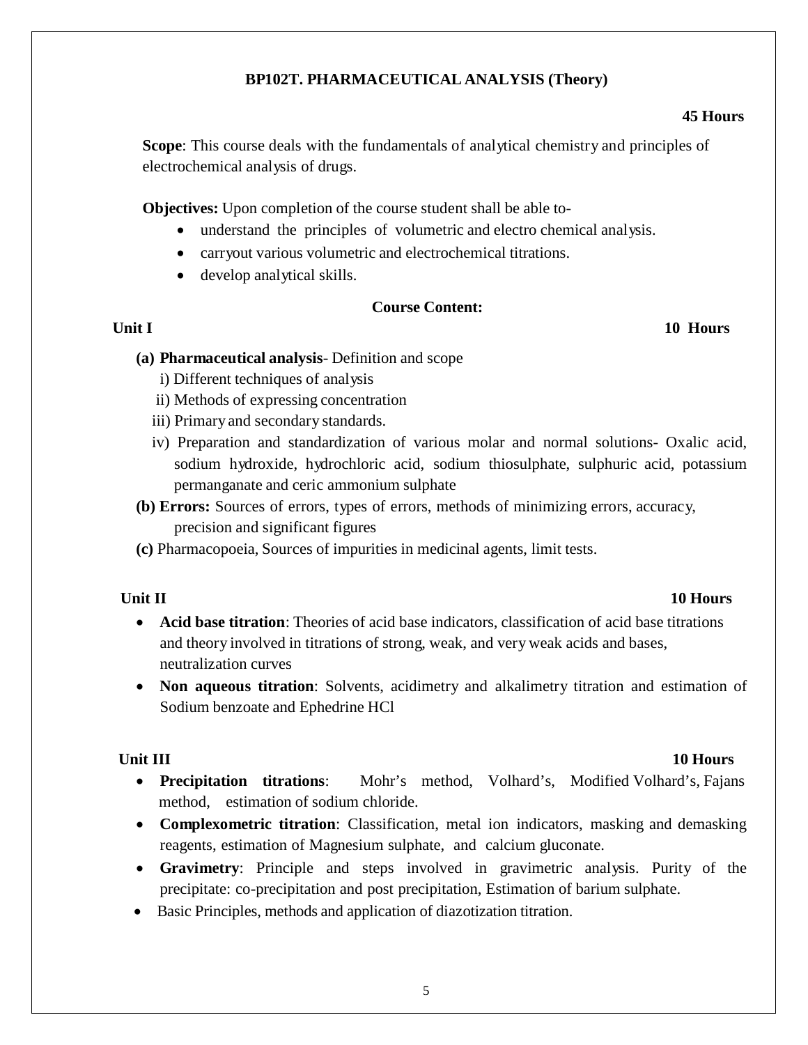## BP102T. PHARMACEUTICAL ANALYSIS (Theory)

**45 Hours**

**Scope**: This course deals with the fundamentals of analytical chemistry and principles of electrochemical analysis of drugs.

**Objectives:** Upon completion of the course student shall be able to-

- understand the principles of volumetric and electro chemical analysis.
- carryout various volumetric and electrochemical titrations.
- develop analytical skills.

### Course Content:

**Unit I** **10 Hours**

**(a) Pharmaceutical analysis**- Definition and scope

i) Different techniques of analysis

ii) Methods of expressing concentration

iii) Primary and secondary standards.

iv) Preparation and standardization of various molar and normal solutions- Oxalic acid, sodium hydroxide, hydrochloric acid, sodium thiosulphate, sulphuric acid, potassium permanganate and ceric ammonium sulphate

**(b) Errors:** Sources of errors, types of errors, methods of minimizing errors, accuracy, precision and significant figures

**(c)** Pharmacopoeia, Sources of impurities in medicinal agents, limit tests.

**Unit II** **10 Hours**

- **Acid base titration**: Theories of acid base indicators, classification of acid base titrations and theory involved in titrations of strong, weak, and very weak acids and bases, neutralization curves
- **Non aqueous titration**: Solvents, acidimetry and alkalimetry titration and estimation of Sodium benzoate and Ephedrine HCl

**Unit III** **10 Hours**

- **Precipitation titrations**: Mohr's method, Volhard's, Modified Volhard's, Fajans method, estimation of sodium chloride.
- **Complexometric titration**: Classification, metal ion indicators, masking and demasking reagents, estimation of Magnesium sulphate, and calcium gluconate.
- **Gravimetry**: Principle and steps involved in gravimetric analysis. Purity of the precipitate: co-precipitation and post precipitation, Estimation of barium sulphate.
- Basic Principles, methods and application of diazotization titration.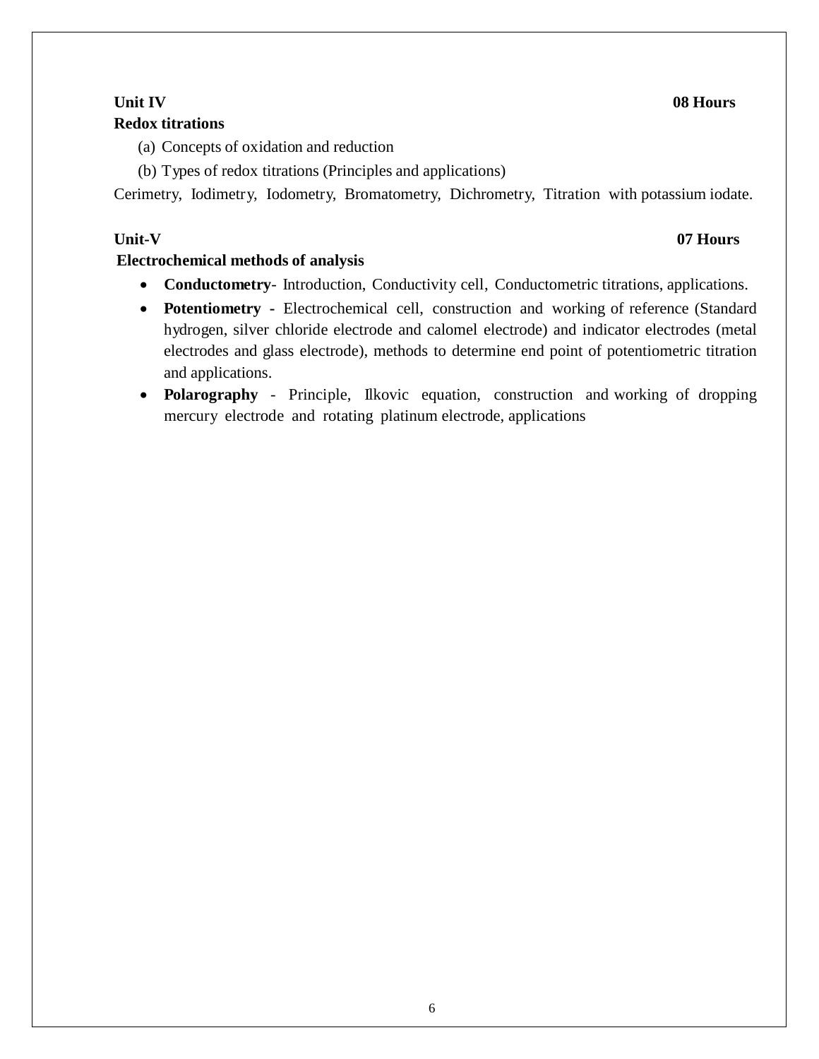**Unit IV** **08 Hours**

**Redox titrations**

(a) Concepts of oxidation and reduction

(b) Types of redox titrations (Principles and applications)

Cerimetry, Iodimetry, Iodometry, Bromatometry, Dichrometry, Titration with potassium iodate.

**Unit-V** **07 Hours**

**Electrochemical methods of analysis**

- **Conductometry**- Introduction, Conductivity cell, Conductometric titrations, applications.
- **Potentiometry -** Electrochemical cell, construction and working of reference (Standard hydrogen, silver chloride electrode and calomel electrode) and indicator electrodes (metal electrodes and glass electrode), methods to determine end point of potentiometric titration and applications.
- **Polarography** - Principle, Ilkovic equation, construction and working of dropping mercury electrode and rotating platinum electrode, applications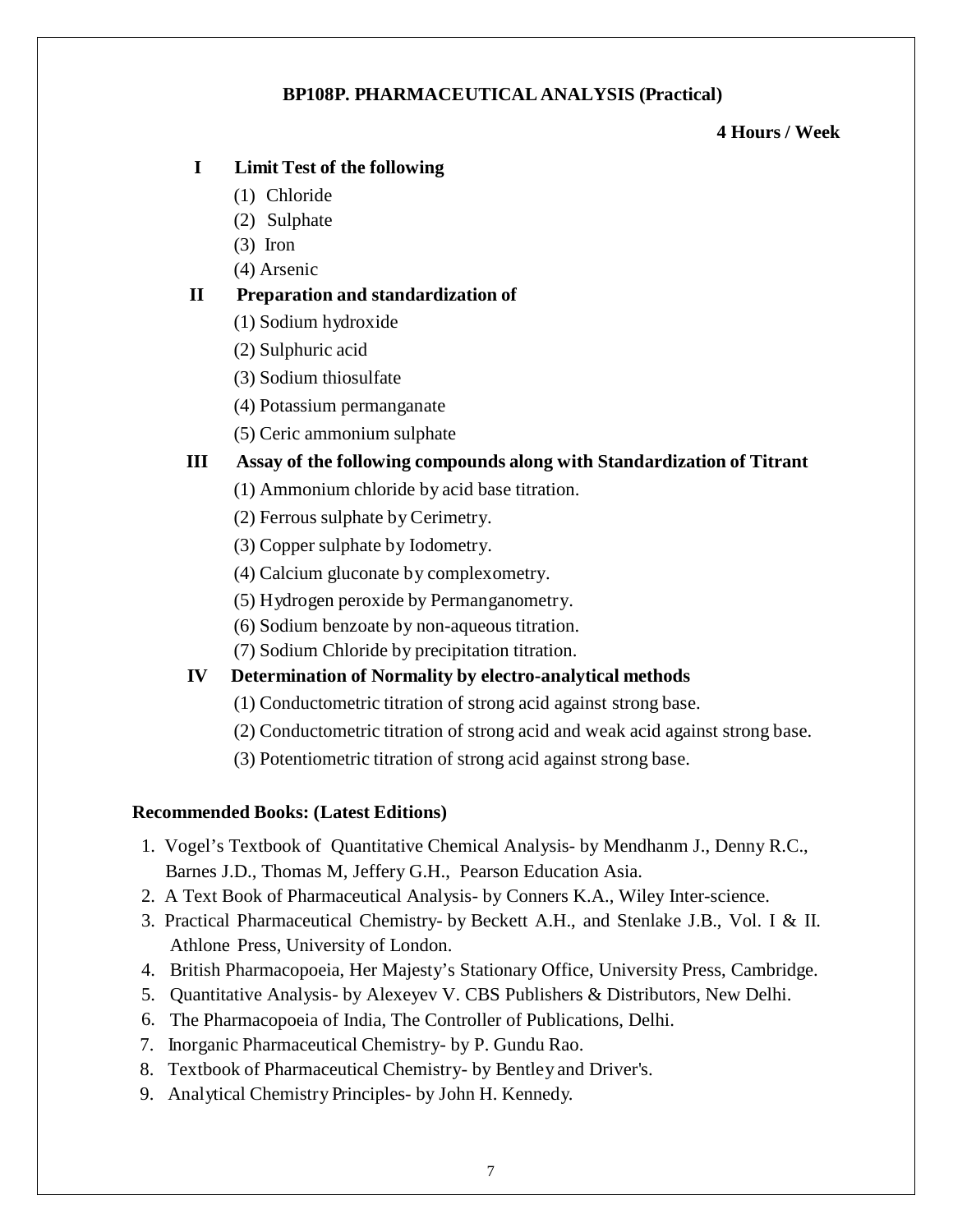## BP108P. PHARMACEUTICAL ANALYSIS (Practical)

**4 Hours / Week**

**I Limit Test of the following**

(1) Chloride
(2) Sulphate
(3) Iron
(4) Arsenic

**II Preparation and standardization of**

(1) Sodium hydroxide
(2) Sulphuric acid
(3) Sodium thiosulfate
(4) Potassium permanganate
(5) Ceric ammonium sulphate

**III Assay of the following compounds along with Standardization of Titrant**

(1) Ammonium chloride by acid base titration.
(2) Ferrous sulphate by Cerimetry.
(3) Copper sulphate by Iodometry.
(4) Calcium gluconate by complexometry.
(5) Hydrogen peroxide by Permanganometry.
(6) Sodium benzoate by non-aqueous titration.
(7) Sodium Chloride by precipitation titration.

**IV Determination of Normality by electro-analytical methods**

(1) Conductometric titration of strong acid against strong base.
(2) Conductometric titration of strong acid and weak acid against strong base.
(3) Potentiometric titration of strong acid against strong base.

**Recommended Books: (Latest Editions)**

1. Vogel's Textbook of Quantitative Chemical Analysis- by Mendhanm J., Denny R.C., Barnes J.D., Thomas M, Jeffery G.H., Pearson Education Asia.
2. A Text Book of Pharmaceutical Analysis- by Conners K.A., Wiley Inter-science.
3. Practical Pharmaceutical Chemistry- by Beckett A.H., and Stenlake J.B., Vol. I & II. Athlone Press, University of London.
4. British Pharmacopoeia, Her Majesty's Stationary Office, University Press, Cambridge.
5. Quantitative Analysis- by Alexeyev V. CBS Publishers & Distributors, New Delhi.
6. The Pharmacopoeia of India, The Controller of Publications, Delhi.
7. Inorganic Pharmaceutical Chemistry- by P. Gundu Rao.
8. Textbook of Pharmaceutical Chemistry- by Bentley and Driver's.
9. Analytical Chemistry Principles- by John H. Kennedy.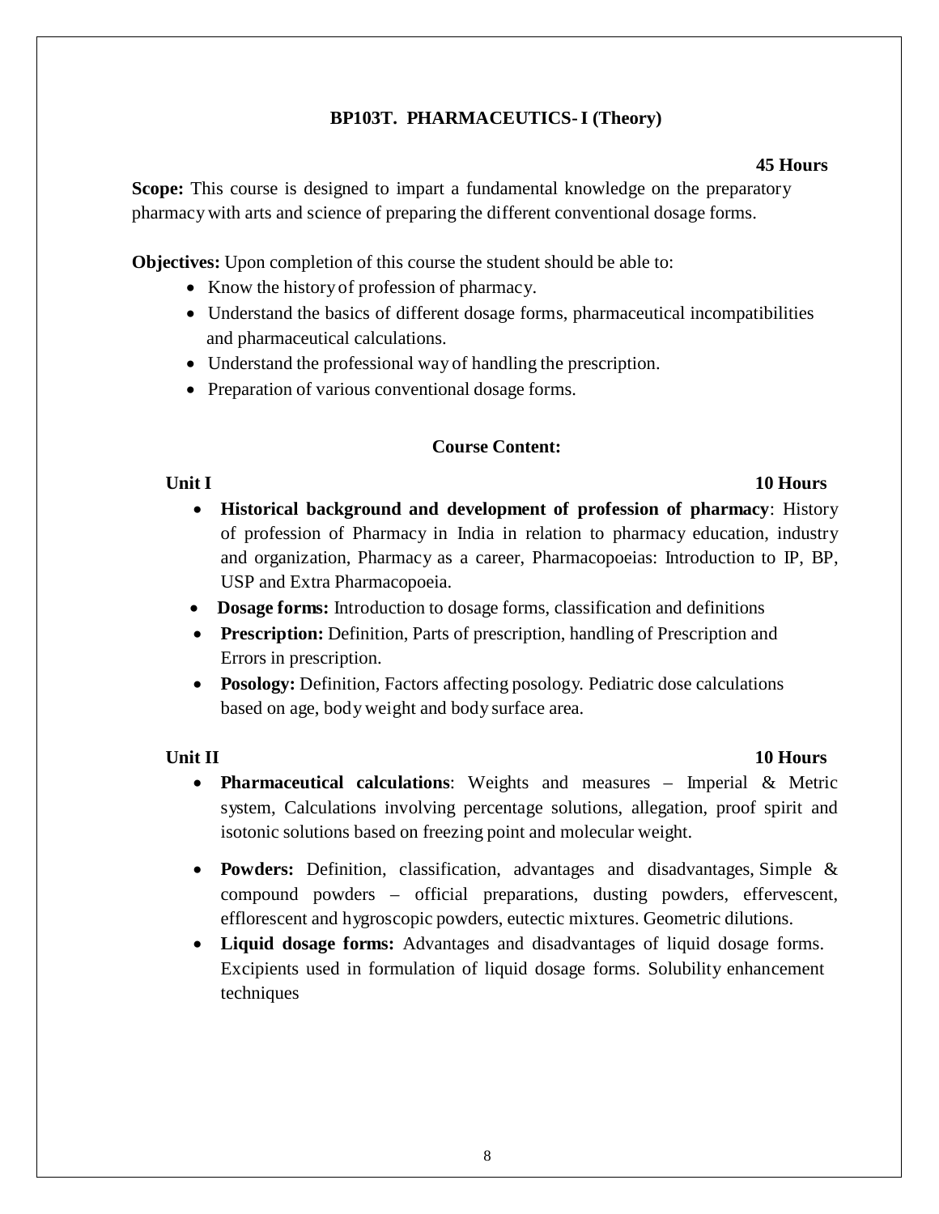## BP103T. PHARMACEUTICS- I (Theory)

**45 Hours**

**Scope:** This course is designed to impart a fundamental knowledge on the preparatory pharmacy with arts and science of preparing the different conventional dosage forms.

**Objectives:** Upon completion of this course the student should be able to:

- Know the history of profession of pharmacy.
- Understand the basics of different dosage forms, pharmaceutical incompatibilities and pharmaceutical calculations.
- Understand the professional way of handling the prescription.
- Preparation of various conventional dosage forms.

### Course Content:

**Unit I** **10 Hours**

- **Historical background and development of profession of pharmacy**: History of profession of Pharmacy in India in relation to pharmacy education, industry and organization, Pharmacy as a career, Pharmacopoeias: Introduction to IP, BP, USP and Extra Pharmacopoeia.
- **Dosage forms:** Introduction to dosage forms, classification and definitions
- **Prescription:** Definition, Parts of prescription, handling of Prescription and Errors in prescription.
- **Posology:** Definition, Factors affecting posology. Pediatric dose calculations based on age, body weight and body surface area.

**Unit II** **10 Hours**

- **Pharmaceutical calculations**: Weights and measures – Imperial & Metric system, Calculations involving percentage solutions, allegation, proof spirit and isotonic solutions based on freezing point and molecular weight.
- **Powders:** Definition, classification, advantages and disadvantages, Simple & compound powders – official preparations, dusting powders, effervescent, efflorescent and hygroscopic powders, eutectic mixtures. Geometric dilutions.
- **Liquid dosage forms:** Advantages and disadvantages of liquid dosage forms. Excipients used in formulation of liquid dosage forms. Solubility enhancement techniques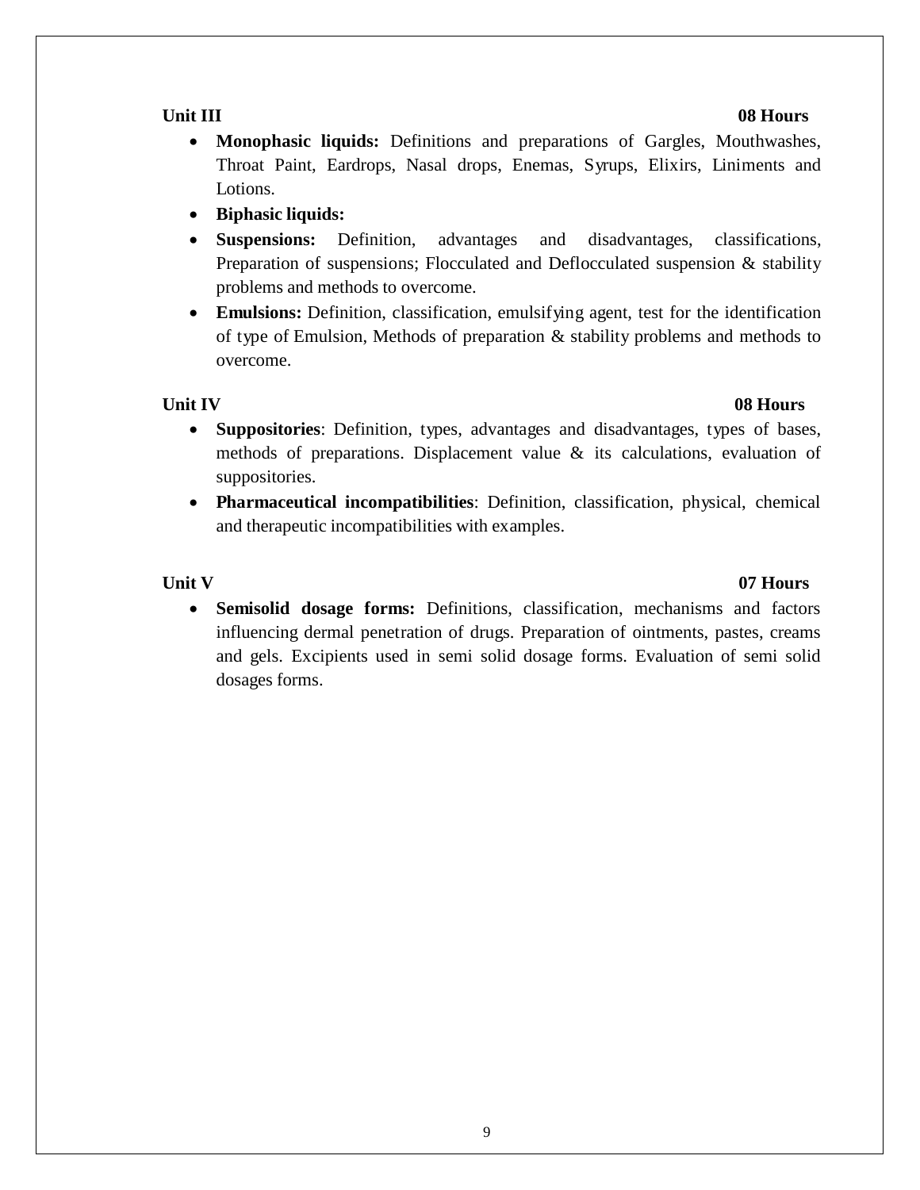**Unit III** **08 Hours**

- **Monophasic liquids:** Definitions and preparations of Gargles, Mouthwashes, Throat Paint, Eardrops, Nasal drops, Enemas, Syrups, Elixirs, Liniments and Lotions.
- **Biphasic liquids:**
- **Suspensions:** Definition, advantages and disadvantages, classifications, Preparation of suspensions; Flocculated and Deflocculated suspension & stability problems and methods to overcome.
- **Emulsions:** Definition, classification, emulsifying agent, test for the identification of type of Emulsion, Methods of preparation & stability problems and methods to overcome.

**Unit IV** **08 Hours**

- **Suppositories**: Definition, types, advantages and disadvantages, types of bases, methods of preparations. Displacement value & its calculations, evaluation of suppositories.
- **Pharmaceutical incompatibilities**: Definition, classification, physical, chemical and therapeutic incompatibilities with examples.

**Unit V** **07 Hours**

- **Semisolid dosage forms:** Definitions, classification, mechanisms and factors influencing dermal penetration of drugs. Preparation of ointments, pastes, creams and gels. Excipients used in semi solid dosage forms. Evaluation of semi solid dosages forms.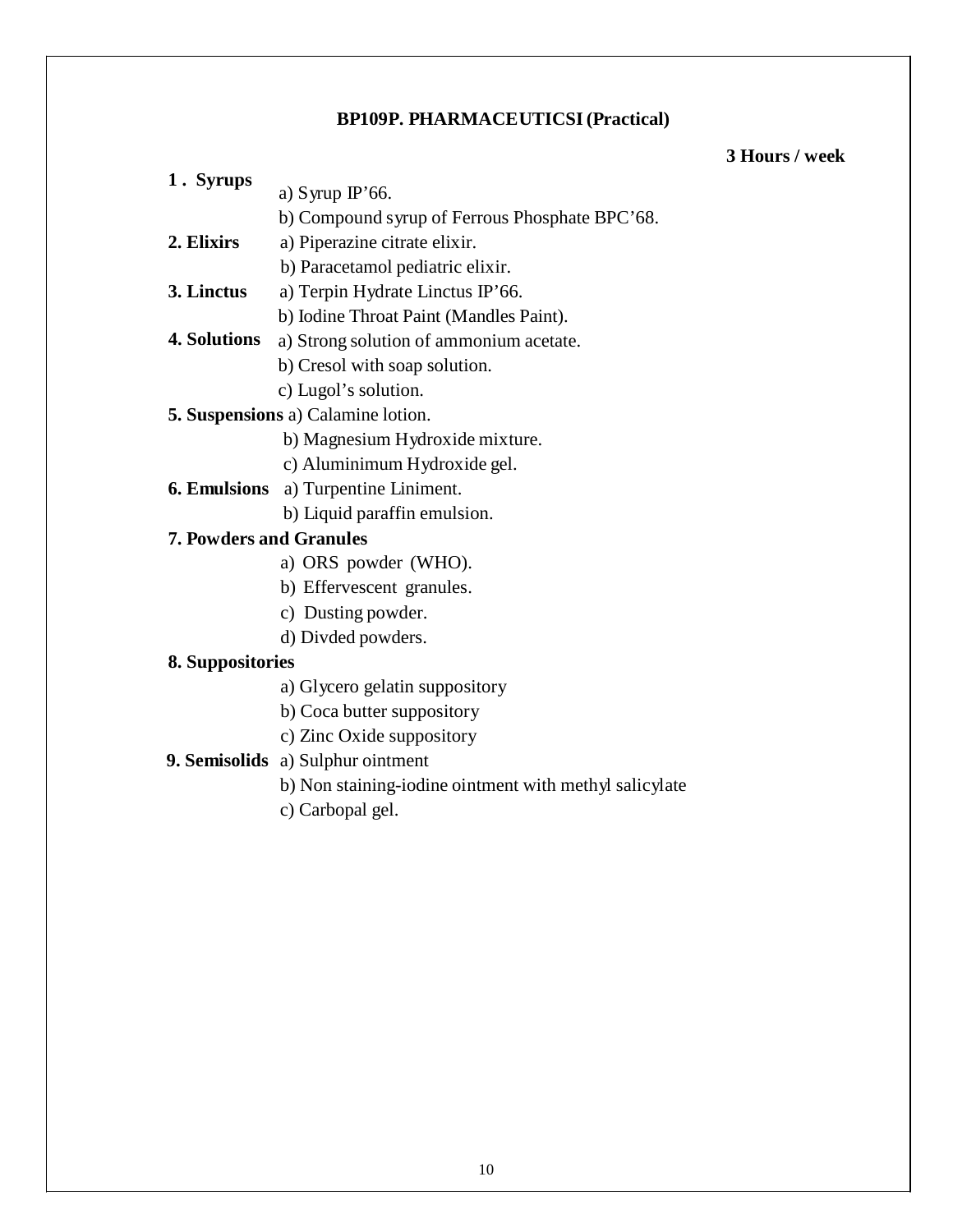## BP109P. PHARMACEUTICSI (Practical)

**3 Hours / week**

**1 . Syrups**
- a) Syrup IP'66.
- b) Compound syrup of Ferrous Phosphate BPC'68.

**2. Elixirs**
- a) Piperazine citrate elixir.
- b) Paracetamol pediatric elixir.

**3. Linctus**
- a) Terpin Hydrate Linctus IP'66.
- b) Iodine Throat Paint (Mandles Paint).

**4. Solutions**
- a) Strong solution of ammonium acetate.
- b) Cresol with soap solution.
- c) Lugol's solution.

**5. Suspensions**
- a) Calamine lotion.
- b) Magnesium Hydroxide mixture.
- c) Aluminimum Hydroxide gel.

**6. Emulsions**
- a) Turpentine Liniment.
- b) Liquid paraffin emulsion.

**7. Powders and Granules**
- a) ORS powder (WHO).
- b) Effervescent granules.
- c) Dusting powder.
- d) Divded powders.

**8. Suppositories**
- a) Glycero gelatin suppository
- b) Coca butter suppository
- c) Zinc Oxide suppository

**9. Semisolids**
- a) Sulphur ointment
- b) Non staining-iodine ointment with methyl salicylate
- c) Carbopal gel.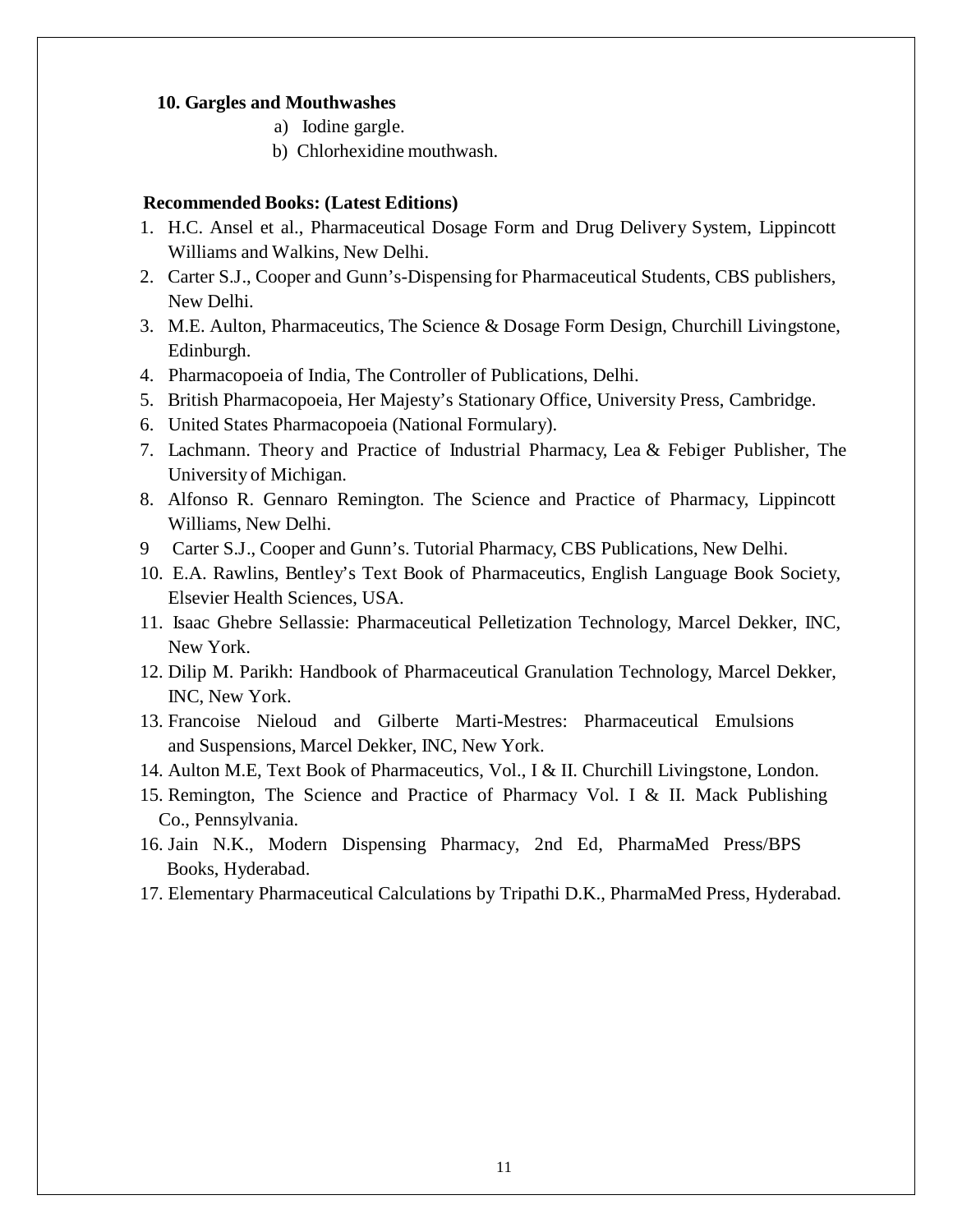**10. Gargles and Mouthwashes**

a) Iodine gargle.
b) Chlorhexidine mouthwash.

**Recommended Books: (Latest Editions)**

1. H.C. Ansel et al., Pharmaceutical Dosage Form and Drug Delivery System, Lippincott Williams and Walkins, New Delhi.
2. Carter S.J., Cooper and Gunn's-Dispensing for Pharmaceutical Students, CBS publishers, New Delhi.
3. M.E. Aulton, Pharmaceutics, The Science & Dosage Form Design, Churchill Livingstone, Edinburgh.
4. Pharmacopoeia of India, The Controller of Publications, Delhi.
5. British Pharmacopoeia, Her Majesty's Stationary Office, University Press, Cambridge.
6. United States Pharmacopoeia (National Formulary).
7. Lachmann. Theory and Practice of Industrial Pharmacy, Lea & Febiger Publisher, The University of Michigan.
8. Alfonso R. Gennaro Remington. The Science and Practice of Pharmacy, Lippincott Williams, New Delhi.
9. Carter S.J., Cooper and Gunn's. Tutorial Pharmacy, CBS Publications, New Delhi.
10. E.A. Rawlins, Bentley's Text Book of Pharmaceutics, English Language Book Society, Elsevier Health Sciences, USA.
11. Isaac Ghebre Sellassie: Pharmaceutical Pelletization Technology, Marcel Dekker, INC, New York.
12. Dilip M. Parikh: Handbook of Pharmaceutical Granulation Technology, Marcel Dekker, INC, New York.
13. Francoise Nieloud and Gilberte Marti-Mestres: Pharmaceutical Emulsions and Suspensions, Marcel Dekker, INC, New York.
14. Aulton M.E, Text Book of Pharmaceutics, Vol., I & II. Churchill Livingstone, London.
15. Remington, The Science and Practice of Pharmacy Vol. I & II. Mack Publishing Co., Pennsylvania.
16. Jain N.K., Modern Dispensing Pharmacy, 2nd Ed, PharmaMed Press/BPS Books, Hyderabad.
17. Elementary Pharmaceutical Calculations by Tripathi D.K., PharmaMed Press, Hyderabad.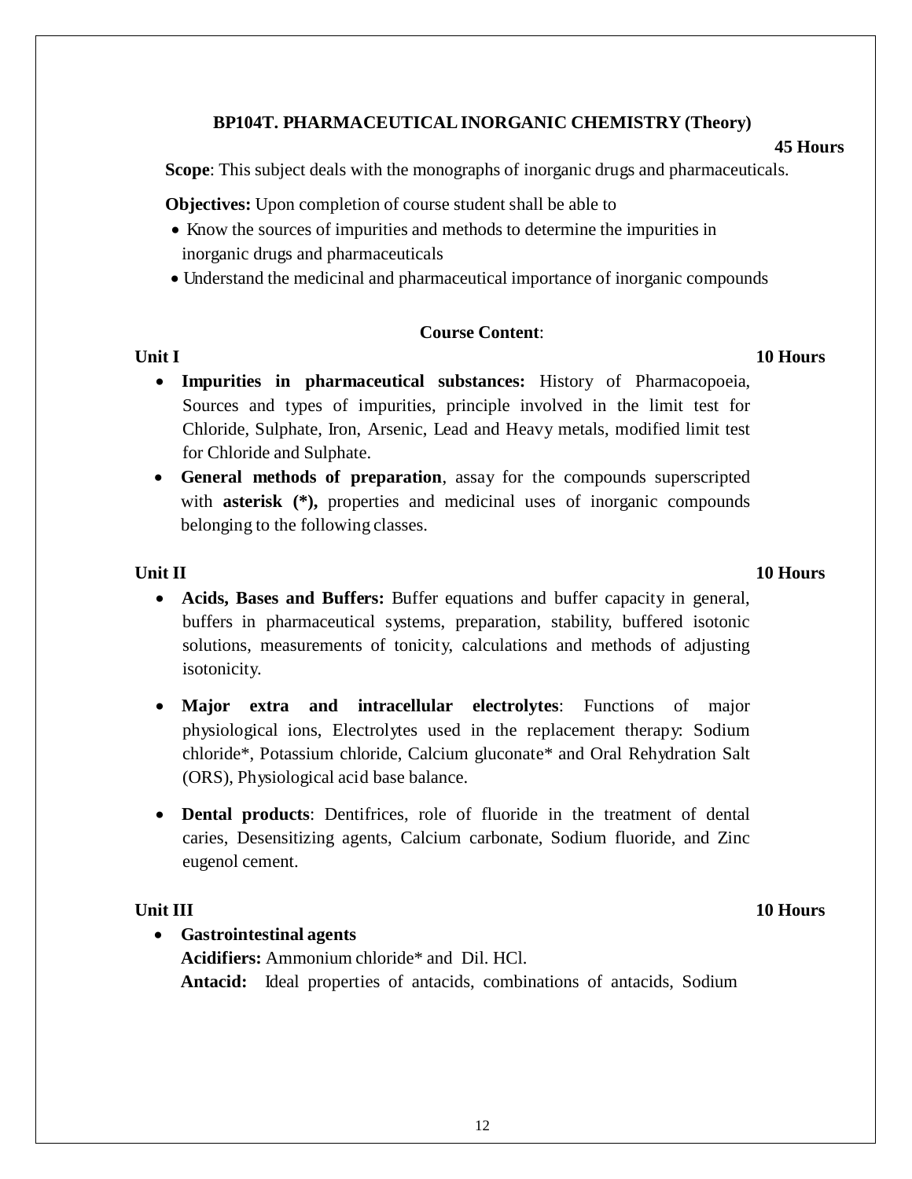## BP104T. PHARMACEUTICAL INORGANIC CHEMISTRY (Theory)

**45 Hours**

**Scope**: This subject deals with the monographs of inorganic drugs and pharmaceuticals.

**Objectives:** Upon completion of course student shall be able to

- Know the sources of impurities and methods to determine the impurities in inorganic drugs and pharmaceuticals
- Understand the medicinal and pharmaceutical importance of inorganic compounds

### Course Content:

**Unit I** **10 Hours**

- **Impurities in pharmaceutical substances:** History of Pharmacopoeia, Sources and types of impurities, principle involved in the limit test for Chloride, Sulphate, Iron, Arsenic, Lead and Heavy metals, modified limit test for Chloride and Sulphate.
- **General methods of preparation**, assay for the compounds superscripted with **asterisk (*),** properties and medicinal uses of inorganic compounds belonging to the following classes.

**Unit II** **10 Hours**

- **Acids, Bases and Buffers:** Buffer equations and buffer capacity in general, buffers in pharmaceutical systems, preparation, stability, buffered isotonic solutions, measurements of tonicity, calculations and methods of adjusting isotonicity.
- **Major extra and intracellular electrolytes**: Functions of major physiological ions, Electrolytes used in the replacement therapy: Sodium chloride*, Potassium chloride, Calcium gluconate* and Oral Rehydration Salt (ORS), Physiological acid base balance.
- **Dental products**: Dentifrices, role of fluoride in the treatment of dental caries, Desensitizing agents, Calcium carbonate, Sodium fluoride, and Zinc eugenol cement.

**Unit III** **10 Hours**

- **Gastrointestinal agents**

  **Acidifiers:** Ammonium chloride* and Dil. HCl.

  **Antacid:** Ideal properties of antacids, combinations of antacids, Sodium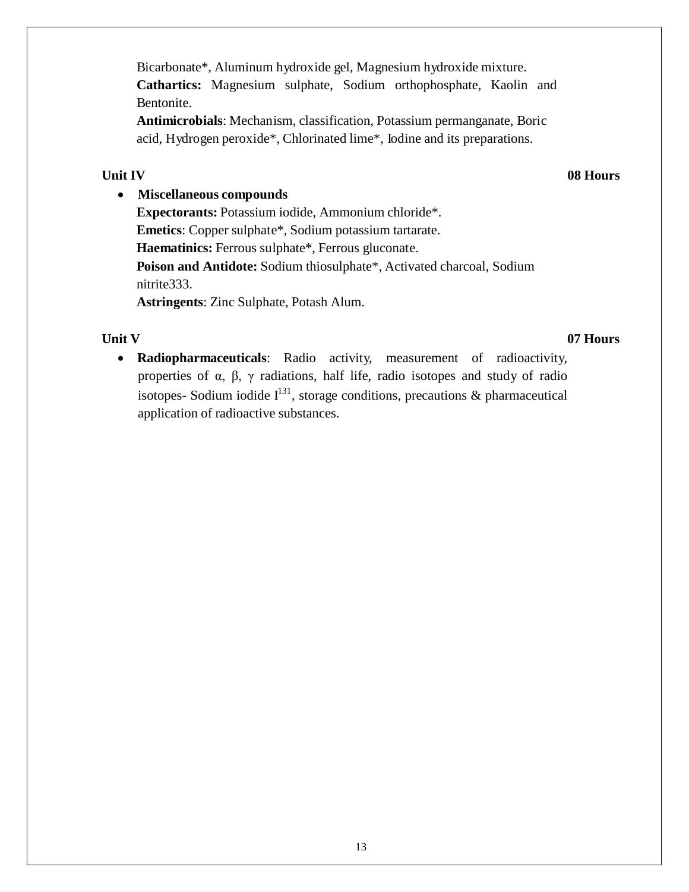Bicarbonate*, Aluminum hydroxide gel, Magnesium hydroxide mixture.

**Cathartics:** Magnesium sulphate, Sodium orthophosphate, Kaolin and Bentonite.

**Antimicrobials**: Mechanism, classification, Potassium permanganate, Boric acid, Hydrogen peroxide*, Chlorinated lime*, Iodine and its preparations.

**Unit IV** **08 Hours**

- **Miscellaneous compounds**

  **Expectorants:** Potassium iodide, Ammonium chloride*.

  **Emetics**: Copper sulphate*, Sodium potassium tartarate.

  **Haematinics:** Ferrous sulphate*, Ferrous gluconate.

  **Poison and Antidote:** Sodium thiosulphate*, Activated charcoal, Sodium nitrite333.

  **Astringents**: Zinc Sulphate, Potash Alum.

**Unit V** **07 Hours**

- **Radiopharmaceuticals**: Radio activity, measurement of radioactivity, properties of α, β, γ radiations, half life, radio isotopes and study of radio isotopes- Sodium iodide $I^{131}$, storage conditions, precautions & pharmaceutical application of radioactive substances.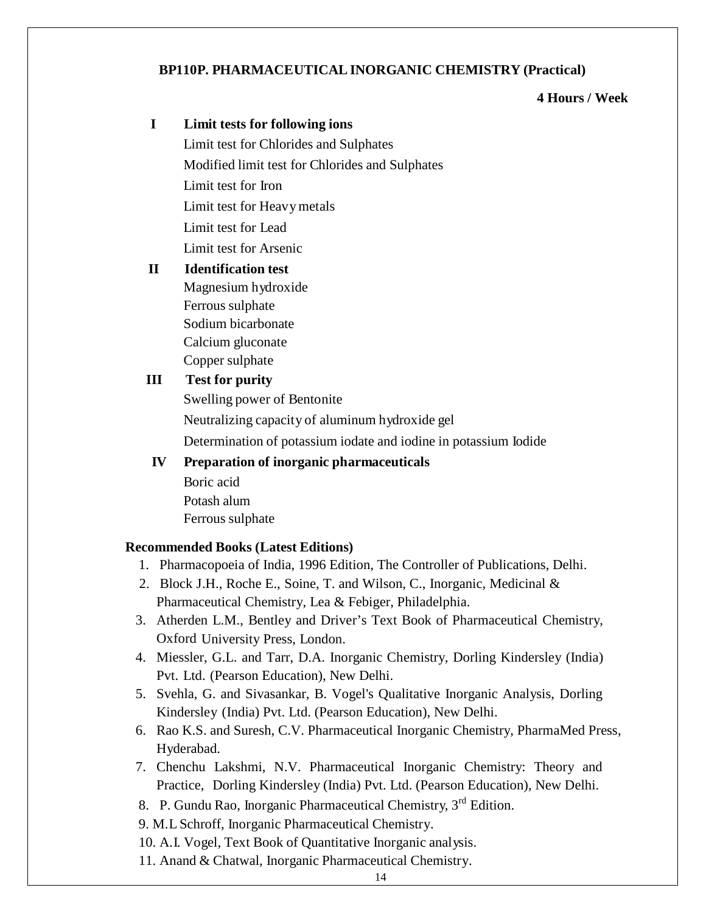## BP110P. PHARMACEUTICAL INORGANIC CHEMISTRY (Practical)

**4 Hours / Week**

**I Limit tests for following ions**

- Limit test for Chlorides and Sulphates
- Modified limit test for Chlorides and Sulphates
- Limit test for Iron
- Limit test for Heavy metals
- Limit test for Lead
- Limit test for Arsenic

**II Identification test**

- Magnesium hydroxide
- Ferrous sulphate
- Sodium bicarbonate
- Calcium gluconate
- Copper sulphate

**III Test for purity**

- Swelling power of Bentonite
- Neutralizing capacity of aluminum hydroxide gel
- Determination of potassium iodate and iodine in potassium Iodide

**IV Preparation of inorganic pharmaceuticals**

- Boric acid
- Potash alum
- Ferrous sulphate

### Recommended Books (Latest Editions)

1. Pharmacopoeia of India, 1996 Edition, The Controller of Publications, Delhi.
2. Block J.H., Roche E., Soine, T. and Wilson, C., Inorganic, Medicinal & Pharmaceutical Chemistry, Lea & Febiger, Philadelphia.
3. Atherden L.M., Bentley and Driver's Text Book of Pharmaceutical Chemistry, Oxford University Press, London.
4. Miessler, G.L. and Tarr, D.A. Inorganic Chemistry, Dorling Kindersley (India) Pvt. Ltd. (Pearson Education), New Delhi.
5. Svehla, G. and Sivasankar, B. Vogel's Qualitative Inorganic Analysis, Dorling Kindersley (India) Pvt. Ltd. (Pearson Education), New Delhi.
6. Rao K.S. and Suresh, C.V. Pharmaceutical Inorganic Chemistry, PharmaMed Press, Hyderabad.
7. Chenchu Lakshmi, N.V. Pharmaceutical Inorganic Chemistry: Theory and Practice, Dorling Kindersley (India) Pvt. Ltd. (Pearson Education), New Delhi.
8. P. Gundu Rao, Inorganic Pharmaceutical Chemistry, 3rd Edition.
9. M.L Schroff, Inorganic Pharmaceutical Chemistry.
10. A.I. Vogel, Text Book of Quantitative Inorganic analysis.
11. Anand & Chatwal, Inorganic Pharmaceutical Chemistry.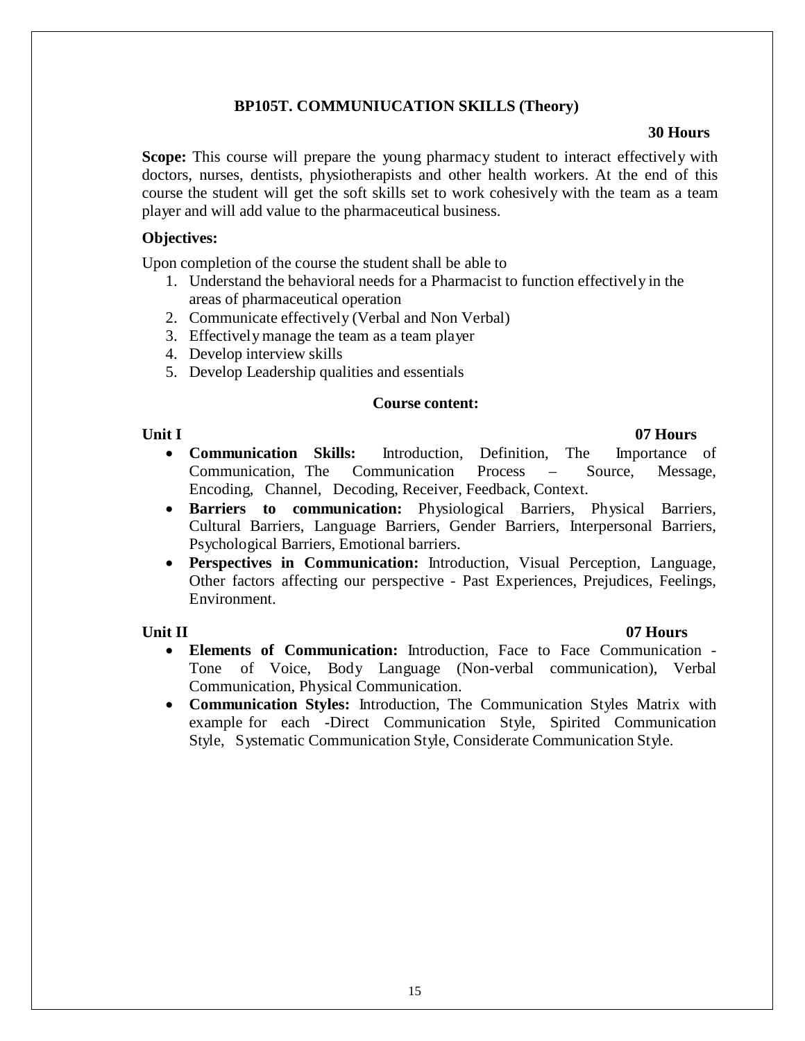## BP105T. COMMUNIUCATION SKILLS (Theory)

**30 Hours**

**Scope:** This course will prepare the young pharmacy student to interact effectively with doctors, nurses, dentists, physiotherapists and other health workers. At the end of this course the student will get the soft skills set to work cohesively with the team as a team player and will add value to the pharmaceutical business.

**Objectives:**

Upon completion of the course the student shall be able to

1. Understand the behavioral needs for a Pharmacist to function effectively in the areas of pharmaceutical operation
2. Communicate effectively (Verbal and Non Verbal)
3. Effectively manage the team as a team player
4. Develop interview skills
5. Develop Leadership qualities and essentials

**Course content:**

**Unit I** **07 Hours**

- **Communication Skills:** Introduction, Definition, The Importance of Communication, The Communication Process – Source, Message, Encoding, Channel, Decoding, Receiver, Feedback, Context.
- **Barriers to communication:** Physiological Barriers, Physical Barriers, Cultural Barriers, Language Barriers, Gender Barriers, Interpersonal Barriers, Psychological Barriers, Emotional barriers.
- **Perspectives in Communication:** Introduction, Visual Perception, Language, Other factors affecting our perspective - Past Experiences, Prejudices, Feelings, Environment.

**Unit II** **07 Hours**

- **Elements of Communication:** Introduction, Face to Face Communication - Tone of Voice, Body Language (Non-verbal communication), Verbal Communication, Physical Communication.
- **Communication Styles:** Introduction, The Communication Styles Matrix with example for each -Direct Communication Style, Spirited Communication Style, Systematic Communication Style, Considerate Communication Style.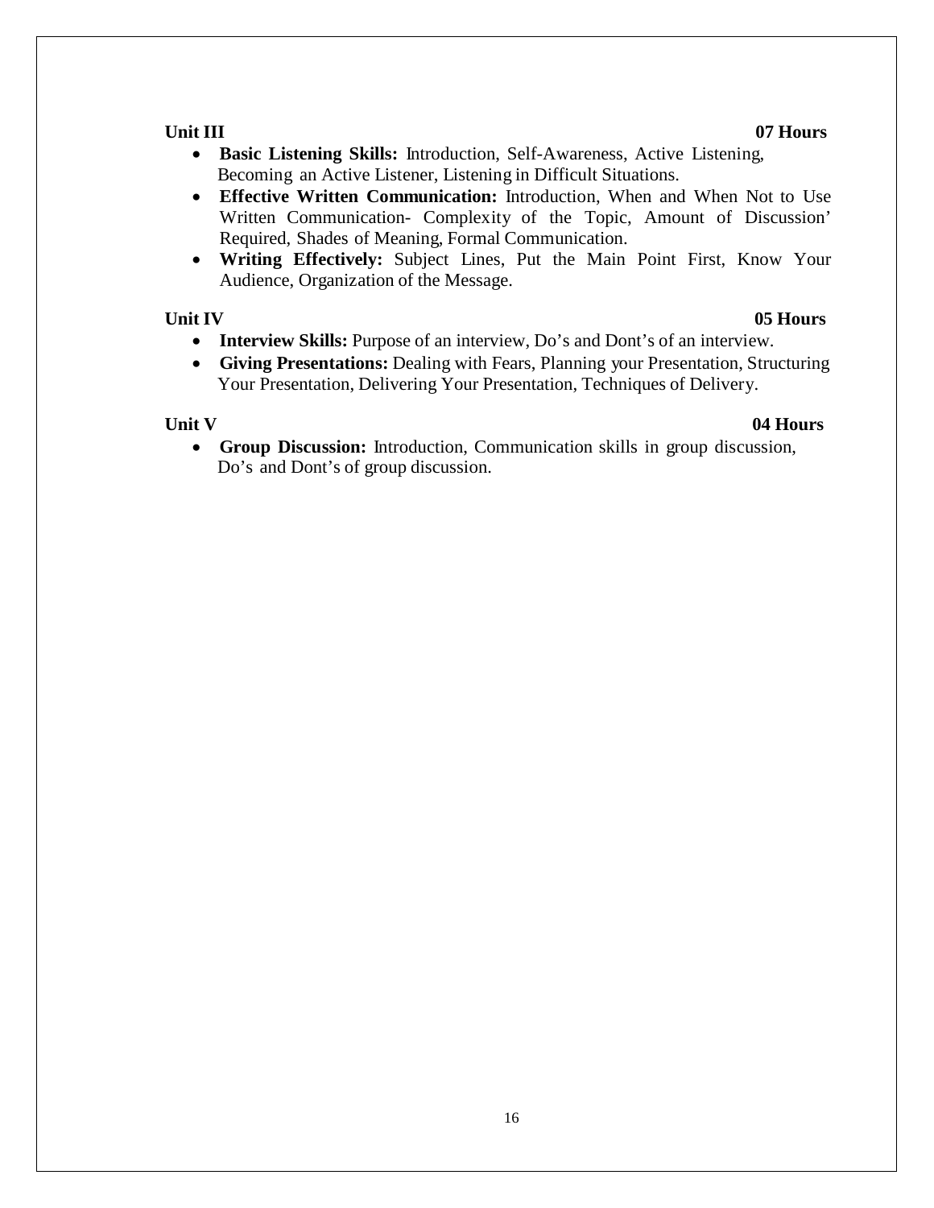**Unit III** **07 Hours**

- **Basic Listening Skills:** Introduction, Self-Awareness, Active Listening, Becoming an Active Listener, Listening in Difficult Situations.
- **Effective Written Communication:** Introduction, When and When Not to Use Written Communication- Complexity of the Topic, Amount of Discussion' Required, Shades of Meaning, Formal Communication.
- **Writing Effectively:** Subject Lines, Put the Main Point First, Know Your Audience, Organization of the Message.

**Unit IV** **05 Hours**

- **Interview Skills:** Purpose of an interview, Do's and Dont's of an interview.
- **Giving Presentations:** Dealing with Fears, Planning your Presentation, Structuring Your Presentation, Delivering Your Presentation, Techniques of Delivery.

**Unit V** **04 Hours**

- **Group Discussion:** Introduction, Communication skills in group discussion, Do's and Dont's of group discussion.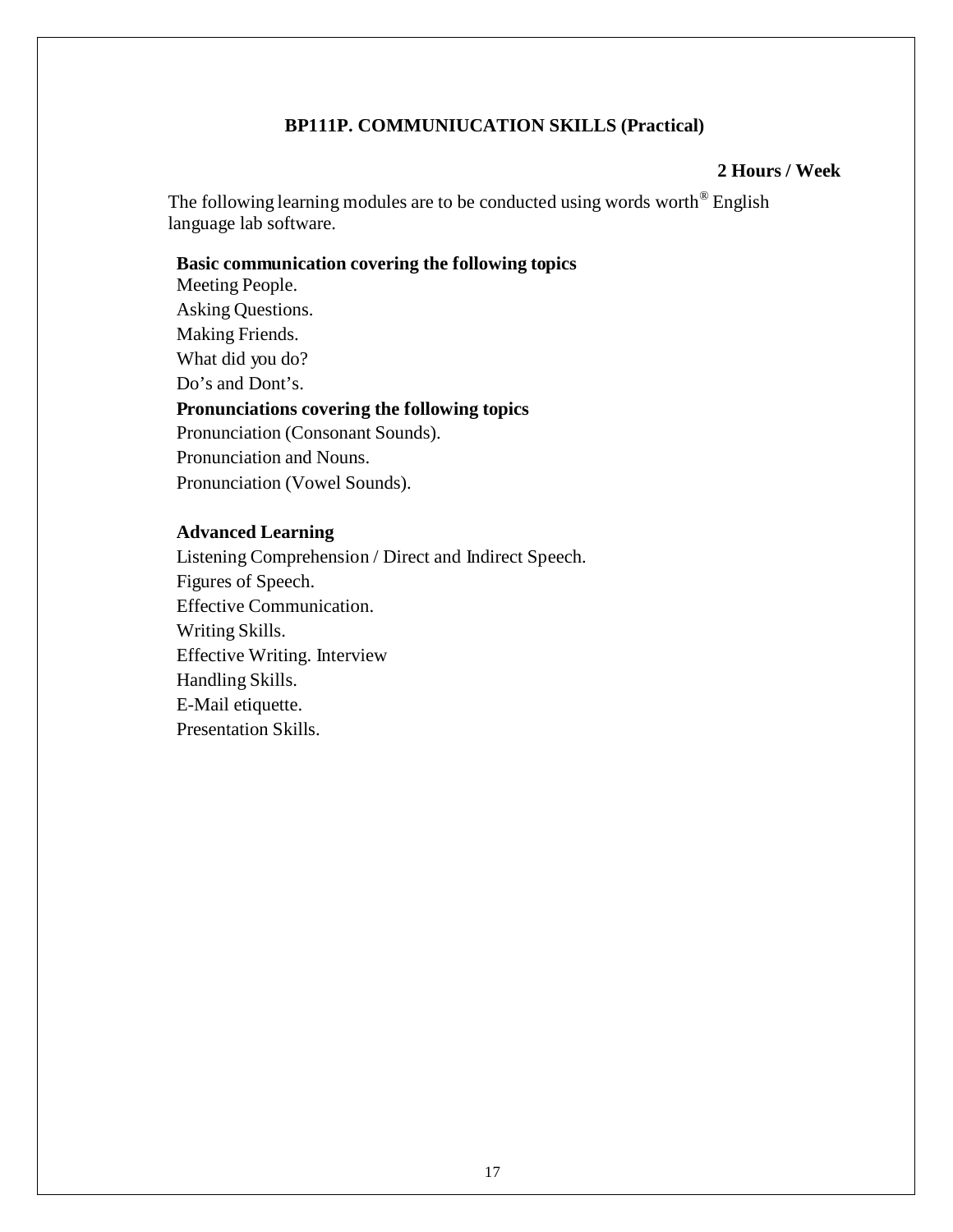## BP111P. COMMUNIUCATION SKILLS (Practical)

**2 Hours / Week**

The following learning modules are to be conducted using words worth® English language lab software.

**Basic communication covering the following topics**

Meeting People.

Asking Questions.

Making Friends.

What did you do?

Do's and Dont's.

**Pronunciations covering the following topics**

Pronunciation (Consonant Sounds).

Pronunciation and Nouns.

Pronunciation (Vowel Sounds).

**Advanced Learning**

Listening Comprehension / Direct and Indirect Speech.

Figures of Speech.

Effective Communication.

Writing Skills.

Effective Writing. Interview

Handling Skills.

E-Mail etiquette.

Presentation Skills.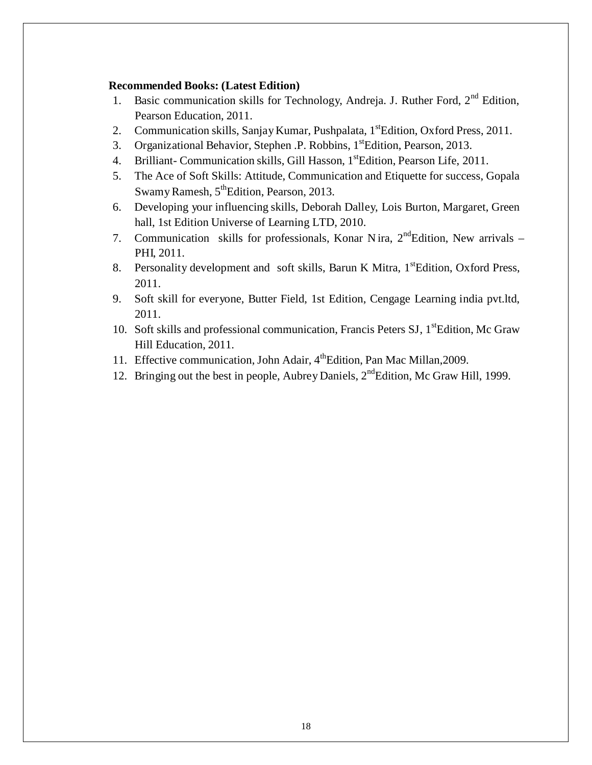**Recommended Books: (Latest Edition)**

1. Basic communication skills for Technology, Andreja. J. Ruther Ford, 2nd Edition, Pearson Education, 2011.
2. Communication skills, Sanjay Kumar, Pushpalata, 1st Edition, Oxford Press, 2011.
3. Organizational Behavior, Stephen .P. Robbins, 1st Edition, Pearson, 2013.
4. Brilliant- Communication skills, Gill Hasson, 1st Edition, Pearson Life, 2011.
5. The Ace of Soft Skills: Attitude, Communication and Etiquette for success, Gopala Swamy Ramesh, 5th Edition, Pearson, 2013.
6. Developing your influencing skills, Deborah Dalley, Lois Burton, Margaret, Green hall, 1st Edition Universe of Learning LTD, 2010.
7. Communication skills for professionals, Konar N ira, 2nd Edition, New arrivals – PHI, 2011.
8. Personality development and soft skills, Barun K Mitra, 1st Edition, Oxford Press, 2011.
9. Soft skill for everyone, Butter Field, 1st Edition, Cengage Learning india pvt.ltd, 2011.
10. Soft skills and professional communication, Francis Peters SJ, 1st Edition, Mc Graw Hill Education, 2011.
11. Effective communication, John Adair, 4th Edition, Pan Mac Millan,2009.
12. Bringing out the best in people, Aubrey Daniels, 2nd Edition, Mc Graw Hill, 1999.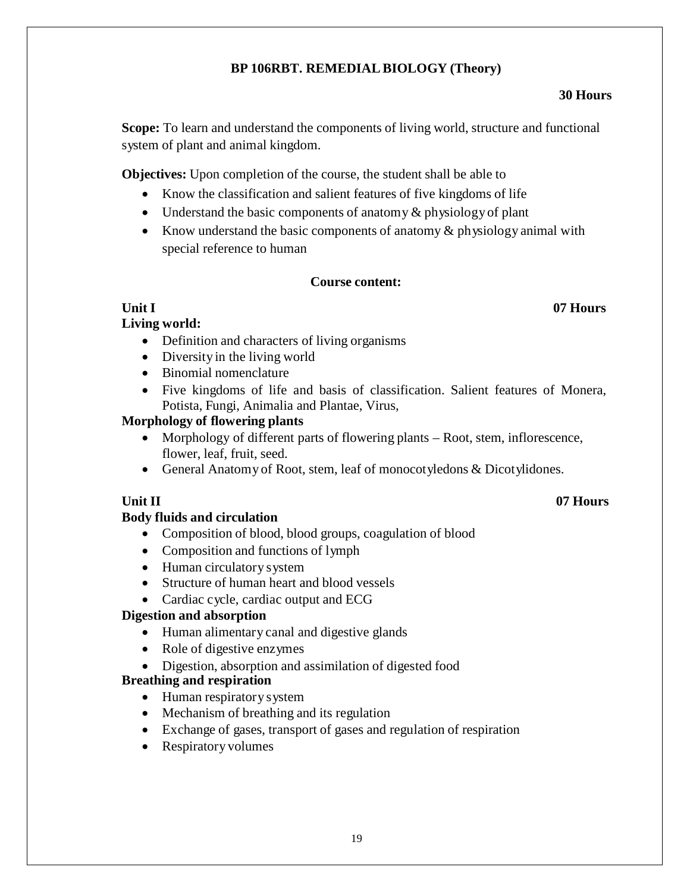## BP 106RBT. REMEDIAL BIOLOGY (Theory)

**30 Hours**

**Scope:** To learn and understand the components of living world, structure and functional system of plant and animal kingdom.

**Objectives:** Upon completion of the course, the student shall be able to

- Know the classification and salient features of five kingdoms of life
- Understand the basic components of anatomy & physiology of plant
- Know understand the basic components of anatomy & physiology animal with special reference to human

### Course content:

**Unit I** **07 Hours**

**Living world:**

- Definition and characters of living organisms
- Diversity in the living world
- Binomial nomenclature
- Five kingdoms of life and basis of classification. Salient features of Monera, Potista, Fungi, Animalia and Plantae, Virus,

**Morphology of flowering plants**

- Morphology of different parts of flowering plants – Root, stem, inflorescence, flower, leaf, fruit, seed.
- General Anatomy of Root, stem, leaf of monocotyledons & Dicotylidones.

**Unit II** **07 Hours**

**Body fluids and circulation**

- Composition of blood, blood groups, coagulation of blood
- Composition and functions of lymph
- Human circulatory system
- Structure of human heart and blood vessels
- Cardiac cycle, cardiac output and ECG

**Digestion and absorption**

- Human alimentary canal and digestive glands
- Role of digestive enzymes
- Digestion, absorption and assimilation of digested food

**Breathing and respiration**

- Human respiratory system
- Mechanism of breathing and its regulation
- Exchange of gases, transport of gases and regulation of respiration
- Respiratory volumes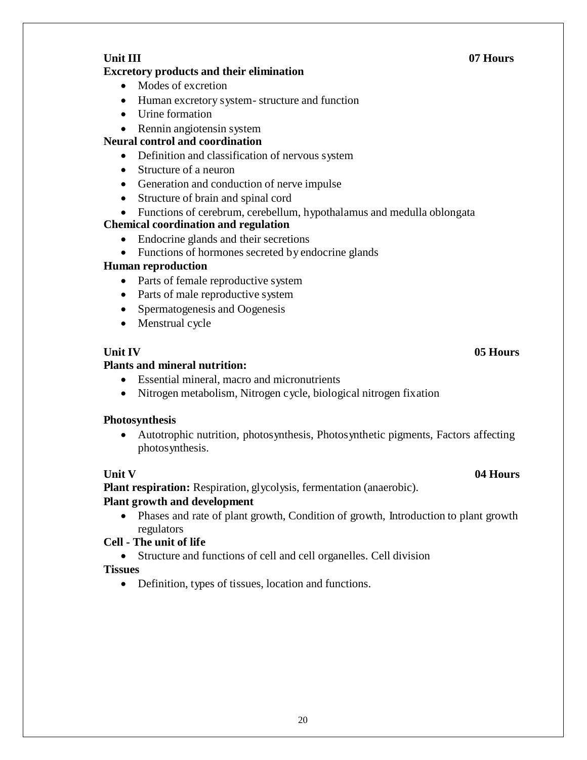**Unit III** **07 Hours**

**Excretory products and their elimination**

- Modes of excretion
- Human excretory system- structure and function
- Urine formation
- Rennin angiotensin system

**Neural control and coordination**

- Definition and classification of nervous system
- Structure of a neuron
- Generation and conduction of nerve impulse
- Structure of brain and spinal cord
- Functions of cerebrum, cerebellum, hypothalamus and medulla oblongata

**Chemical coordination and regulation**

- Endocrine glands and their secretions
- Functions of hormones secreted by endocrine glands

**Human reproduction**

- Parts of female reproductive system
- Parts of male reproductive system
- Spermatogenesis and Oogenesis
- Menstrual cycle

**Unit IV** **05 Hours**

**Plants and mineral nutrition:**

- Essential mineral, macro and micronutrients
- Nitrogen metabolism, Nitrogen cycle, biological nitrogen fixation

**Photosynthesis**

- Autotrophic nutrition, photosynthesis, Photosynthetic pigments, Factors affecting photosynthesis.

**Unit V** **04 Hours**

**Plant respiration:** Respiration, glycolysis, fermentation (anaerobic).

**Plant growth and development**

- Phases and rate of plant growth, Condition of growth, Introduction to plant growth regulators

**Cell - The unit of life**

- Structure and functions of cell and cell organelles. Cell division

**Tissues**

- Definition, types of tissues, location and functions.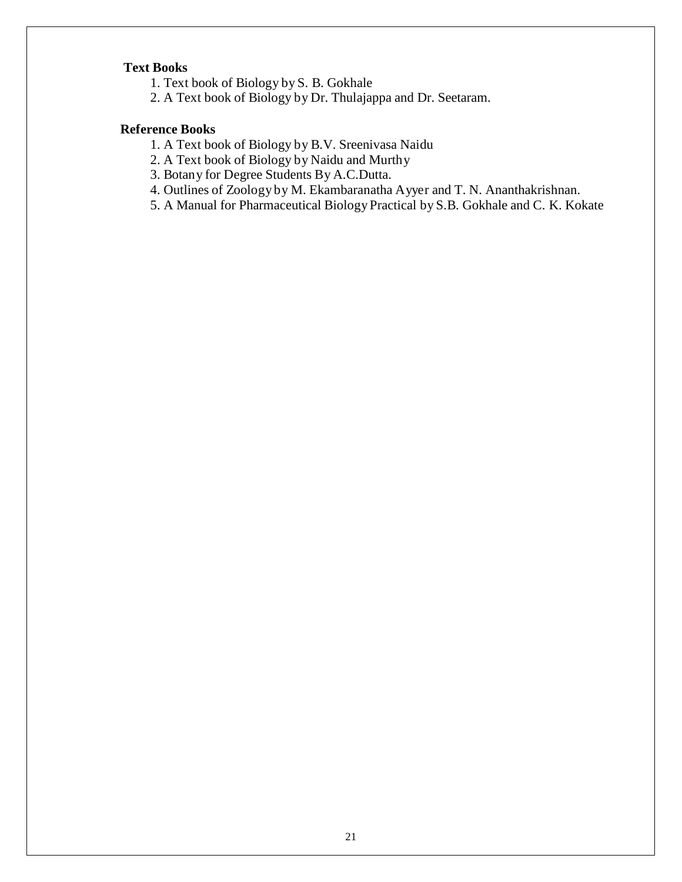**Text Books**

1. Text book of Biology by S. B. Gokhale
2. A Text book of Biology by Dr. Thulajappa and Dr. Seetaram.

**Reference Books**

1. A Text book of Biology by B.V. Sreenivasa Naidu
2. A Text book of Biology by Naidu and Murthy
3. Botany for Degree Students By A.C.Dutta.
4. Outlines of Zoology by M. Ekambaranatha Ayyer and T. N. Ananthakrishnan.
5. A Manual for Pharmaceutical Biology Practical by S.B. Gokhale and C. K. Kokate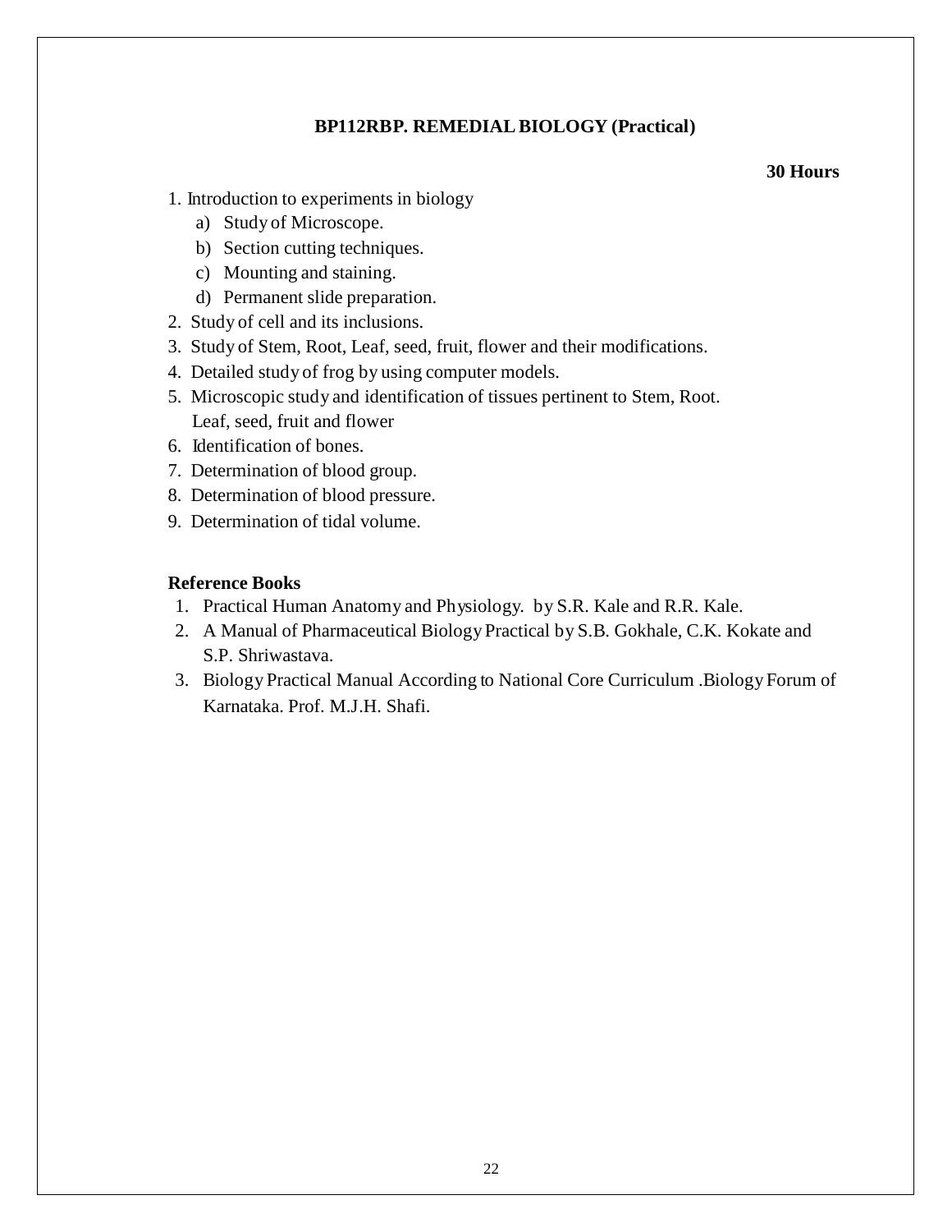## BP112RBP. REMEDIAL BIOLOGY (Practical)

**30 Hours**

1. Introduction to experiments in biology
   a) Study of Microscope.
   b) Section cutting techniques.
   c) Mounting and staining.
   d) Permanent slide preparation.
2. Study of cell and its inclusions.
3. Study of Stem, Root, Leaf, seed, fruit, flower and their modifications.
4. Detailed study of frog by using computer models.
5. Microscopic study and identification of tissues pertinent to Stem, Root. Leaf, seed, fruit and flower
6. Identification of bones.
7. Determination of blood group.
8. Determination of blood pressure.
9. Determination of tidal volume.

**Reference Books**

1. Practical Human Anatomy and Physiology. by S.R. Kale and R.R. Kale.
2. A Manual of Pharmaceutical Biology Practical by S.B. Gokhale, C.K. Kokate and S.P. Shriwastava.
3. Biology Practical Manual According to National Core Curriculum .Biology Forum of Karnataka. Prof. M.J.H. Shafi.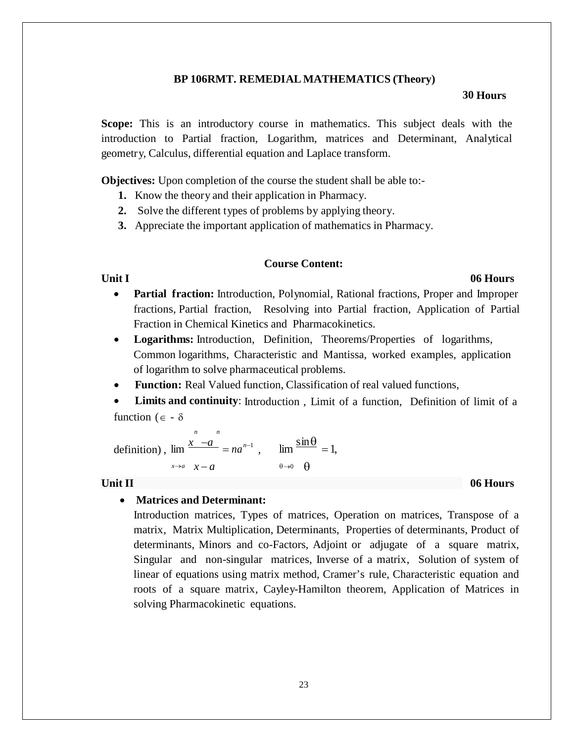## BP 106RMT. REMEDIAL MATHEMATICS (Theory)

**30 Hours**

**Scope:** This is an introductory course in mathematics. This subject deals with the introduction to Partial fraction, Logarithm, matrices and Determinant, Analytical geometry, Calculus, differential equation and Laplace transform.

**Objectives:** Upon completion of the course the student shall be able to:-

1. Know the theory and their application in Pharmacy.
2. Solve the different types of problems by applying theory.
3. Appreciate the important application of mathematics in Pharmacy.

### Course Content:

**Unit I** **06 Hours**

- **Partial fraction:** Introduction, Polynomial, Rational fractions, Proper and Improper fractions, Partial fraction, Resolving into Partial fraction, Application of Partial Fraction in Chemical Kinetics and Pharmacokinetics.
- **Logarithms:** Introduction, Definition, Theorems/Properties of logarithms, Common logarithms, Characteristic and Mantissa, worked examples, application of logarithm to solve pharmaceutical problems.
- **Function:** Real Valued function, Classification of real valued functions,
- **Limits and continuity**: Introduction , Limit of a function, Definition of limit of a function ($\in$ - $\delta$ definition) , $\lim_{x \to a} \frac{x^n - a^n}{x - a} = na^{n-1}$ , $\lim_{\theta \to 0} \frac{\sin\theta}{\theta} = 1,$

**Unit II** **06 Hours**

- **Matrices and Determinant:**
  Introduction matrices, Types of matrices, Operation on matrices, Transpose of a matrix, Matrix Multiplication, Determinants, Properties of determinants, Product of determinants, Minors and co-Factors, Adjoint or adjugate of a square matrix, Singular and non-singular matrices, Inverse of a matrix, Solution of system of linear of equations using matrix method, Cramer's rule, Characteristic equation and roots of a square matrix, Cayley-Hamilton theorem, Application of Matrices in solving Pharmacokinetic equations.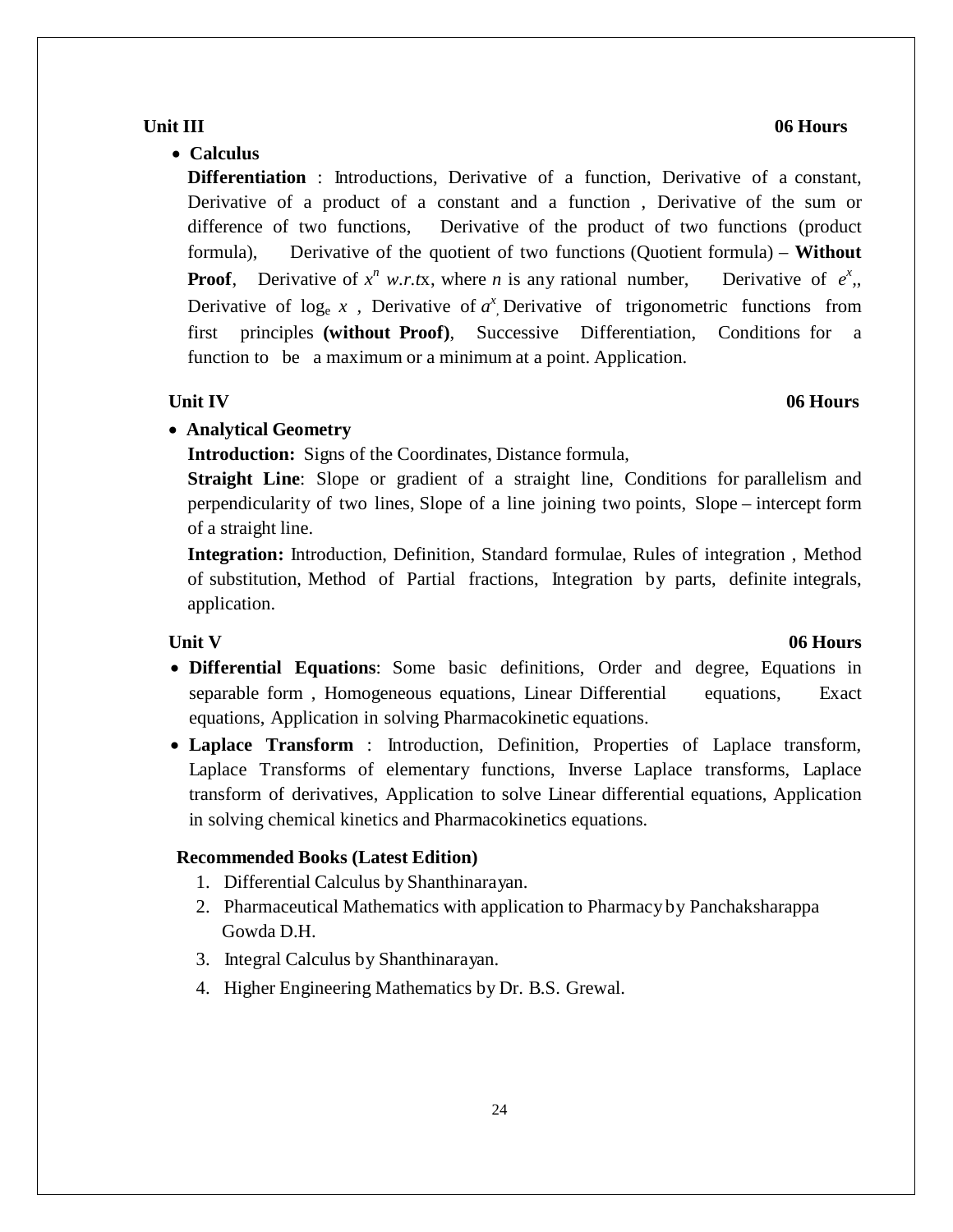**Unit III** **06 Hours**

- **Calculus**

  **Differentiation** : Introductions, Derivative of a function, Derivative of a constant, Derivative of a product of a constant and a function , Derivative of the sum or difference of two functions, Derivative of the product of two functions (product formula), Derivative of the quotient of two functions (Quotient formula) – **Without Proof**, Derivative of $x^n$ *w.r.t*x, where *n* is any rational number, Derivative of $e^x$,, Derivative of $\log_e x$ , Derivative of $a^x$, Derivative of trigonometric functions from first principles **(without Proof)**, Successive Differentiation, Conditions for a function to be a maximum or a minimum at a point. Application.

**Unit IV** **06 Hours**

- **Analytical Geometry**

  **Introduction:** Signs of the Coordinates, Distance formula,

  **Straight Line**: Slope or gradient of a straight line, Conditions for parallelism and perpendicularity of two lines, Slope of a line joining two points, Slope – intercept form of a straight line.

  **Integration:** Introduction, Definition, Standard formulae, Rules of integration , Method of substitution, Method of Partial fractions, Integration by parts, definite integrals, application.

**Unit V** **06 Hours**

- **Differential Equations**: Some basic definitions, Order and degree, Equations in separable form , Homogeneous equations, Linear Differential equations, Exact equations, Application in solving Pharmacokinetic equations.
- **Laplace Transform** : Introduction, Definition, Properties of Laplace transform, Laplace Transforms of elementary functions, Inverse Laplace transforms, Laplace transform of derivatives, Application to solve Linear differential equations, Application in solving chemical kinetics and Pharmacokinetics equations.

**Recommended Books (Latest Edition)**

1. Differential Calculus by Shanthinarayan.
2. Pharmaceutical Mathematics with application to Pharmacy by Panchaksharappa Gowda D.H.
3. Integral Calculus by Shanthinarayan.
4. Higher Engineering Mathematics by Dr. B.S. Grewal.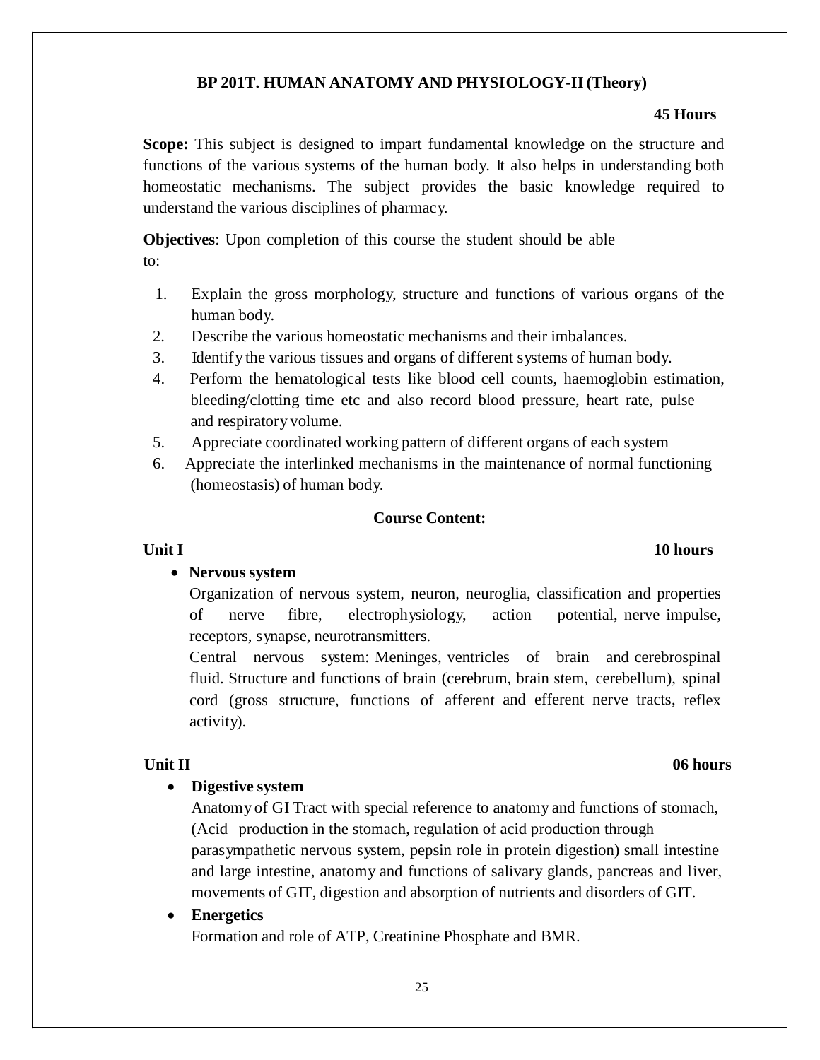## BP 201T. HUMAN ANATOMY AND PHYSIOLOGY-II (Theory)

**45 Hours**

**Scope:** This subject is designed to impart fundamental knowledge on the structure and functions of the various systems of the human body. It also helps in understanding both homeostatic mechanisms. The subject provides the basic knowledge required to understand the various disciplines of pharmacy.

**Objectives**: Upon completion of this course the student should be able to:

1. Explain the gross morphology, structure and functions of various organs of the human body.
2. Describe the various homeostatic mechanisms and their imbalances.
3. Identify the various tissues and organs of different systems of human body.
4. Perform the hematological tests like blood cell counts, haemoglobin estimation, bleeding/clotting time etc and also record blood pressure, heart rate, pulse and respiratory volume.
5. Appreciate coordinated working pattern of different organs of each system
6. Appreciate the interlinked mechanisms in the maintenance of normal functioning (homeostasis) of human body.

### Course Content:

**Unit I** **10 hours**

- **Nervous system**

  Organization of nervous system, neuron, neuroglia, classification and properties of nerve fibre, electrophysiology, action potential, nerve impulse, receptors, synapse, neurotransmitters.

  Central nervous system: Meninges, ventricles of brain and cerebrospinal fluid. Structure and functions of brain (cerebrum, brain stem, cerebellum), spinal cord (gross structure, functions of afferent and efferent nerve tracts, reflex activity).

**Unit II** **06 hours**

- **Digestive system**

  Anatomy of GI Tract with special reference to anatomy and functions of stomach, (Acid production in the stomach, regulation of acid production through parasympathetic nervous system, pepsin role in protein digestion) small intestine and large intestine, anatomy and functions of salivary glands, pancreas and liver, movements of GIT, digestion and absorption of nutrients and disorders of GIT.

- **Energetics**

  Formation and role of ATP, Creatinine Phosphate and BMR.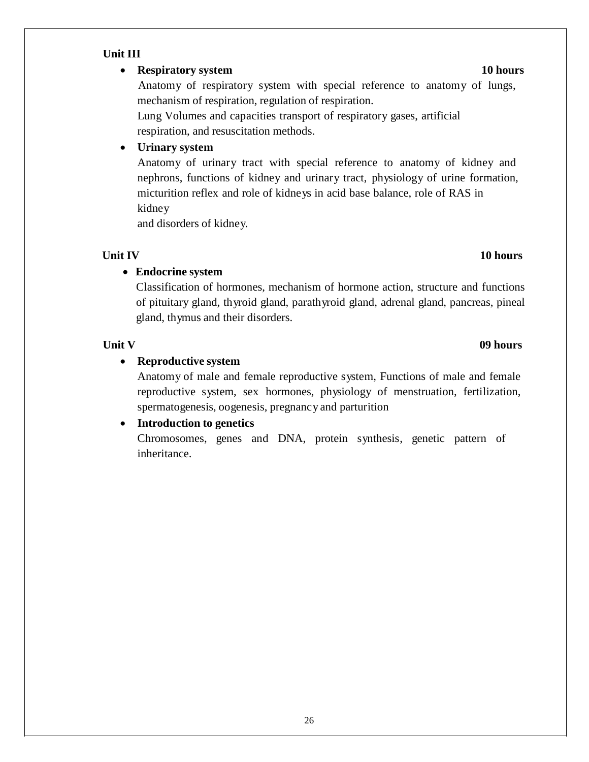**Unit III**

- **Respiratory system** **10 hours**

  Anatomy of respiratory system with special reference to anatomy of lungs, mechanism of respiration, regulation of respiration.

  Lung Volumes and capacities transport of respiratory gases, artificial respiration, and resuscitation methods.

- **Urinary system**

  Anatomy of urinary tract with special reference to anatomy of kidney and nephrons, functions of kidney and urinary tract, physiology of urine formation, micturition reflex and role of kidneys in acid base balance, role of RAS in kidney
  and disorders of kidney.

**Unit IV** **10 hours**

- **Endocrine system**

  Classification of hormones, mechanism of hormone action, structure and functions of pituitary gland, thyroid gland, parathyroid gland, adrenal gland, pancreas, pineal gland, thymus and their disorders.

**Unit V** **09 hours**

- **Reproductive system**

  Anatomy of male and female reproductive system, Functions of male and female reproductive system, sex hormones, physiology of menstruation, fertilization, spermatogenesis, oogenesis, pregnancy and parturition

- **Introduction to genetics**

  Chromosomes, genes and DNA, protein synthesis, genetic pattern of inheritance.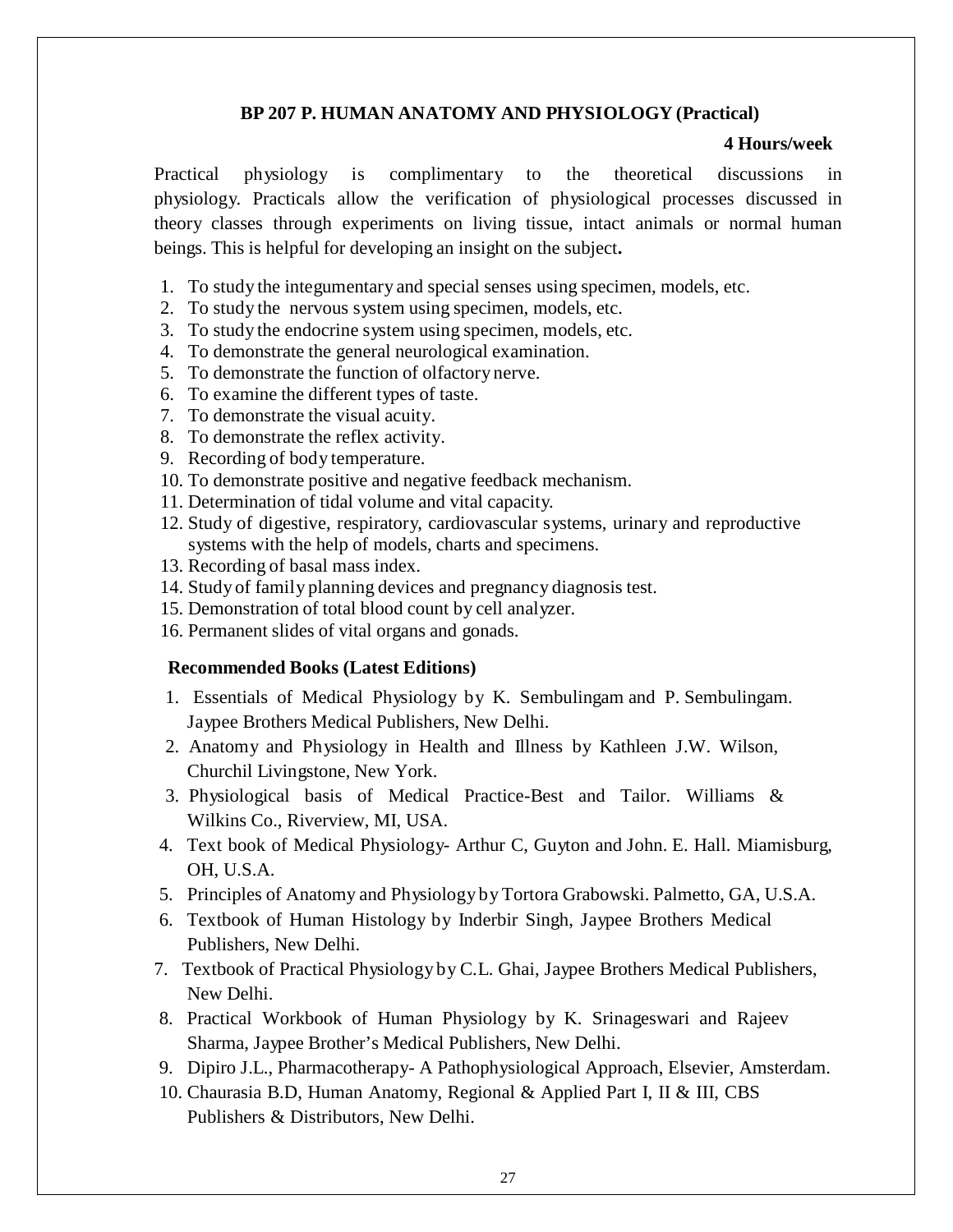## BP 207 P. HUMAN ANATOMY AND PHYSIOLOGY (Practical)

**4 Hours/week**

Practical physiology is complimentary to the theoretical discussions in physiology. Practicals allow the verification of physiological processes discussed in theory classes through experiments on living tissue, intact animals or normal human beings. This is helpful for developing an insight on the subject**.**

1. To study the integumentary and special senses using specimen, models, etc.
2. To study the nervous system using specimen, models, etc.
3. To study the endocrine system using specimen, models, etc.
4. To demonstrate the general neurological examination.
5. To demonstrate the function of olfactory nerve.
6. To examine the different types of taste.
7. To demonstrate the visual acuity.
8. To demonstrate the reflex activity.
9. Recording of body temperature.
10. To demonstrate positive and negative feedback mechanism.
11. Determination of tidal volume and vital capacity.
12. Study of digestive, respiratory, cardiovascular systems, urinary and reproductive systems with the help of models, charts and specimens.
13. Recording of basal mass index.
14. Study of family planning devices and pregnancy diagnosis test.
15. Demonstration of total blood count by cell analyzer.
16. Permanent slides of vital organs and gonads.

### Recommended Books (Latest Editions)

1. Essentials of Medical Physiology by K. Sembulingam and P. Sembulingam. Jaypee Brothers Medical Publishers, New Delhi.
2. Anatomy and Physiology in Health and Illness by Kathleen J.W. Wilson, Churchil Livingstone, New York.
3. Physiological basis of Medical Practice-Best and Tailor. Williams & Wilkins Co., Riverview, MI, USA.
4. Text book of Medical Physiology- Arthur C, Guyton and John. E. Hall. Miamisburg, OH, U.S.A.
5. Principles of Anatomy and Physiology by Tortora Grabowski. Palmetto, GA, U.S.A.
6. Textbook of Human Histology by Inderbir Singh, Jaypee Brothers Medical Publishers, New Delhi.
7. Textbook of Practical Physiology by C.L. Ghai, Jaypee Brothers Medical Publishers, New Delhi.
8. Practical Workbook of Human Physiology by K. Srinageswari and Rajeev Sharma, Jaypee Brother's Medical Publishers, New Delhi.
9. Dipiro J.L., Pharmacotherapy- A Pathophysiological Approach, Elsevier, Amsterdam.
10. Chaurasia B.D, Human Anatomy, Regional & Applied Part I, II & III, CBS Publishers & Distributors, New Delhi.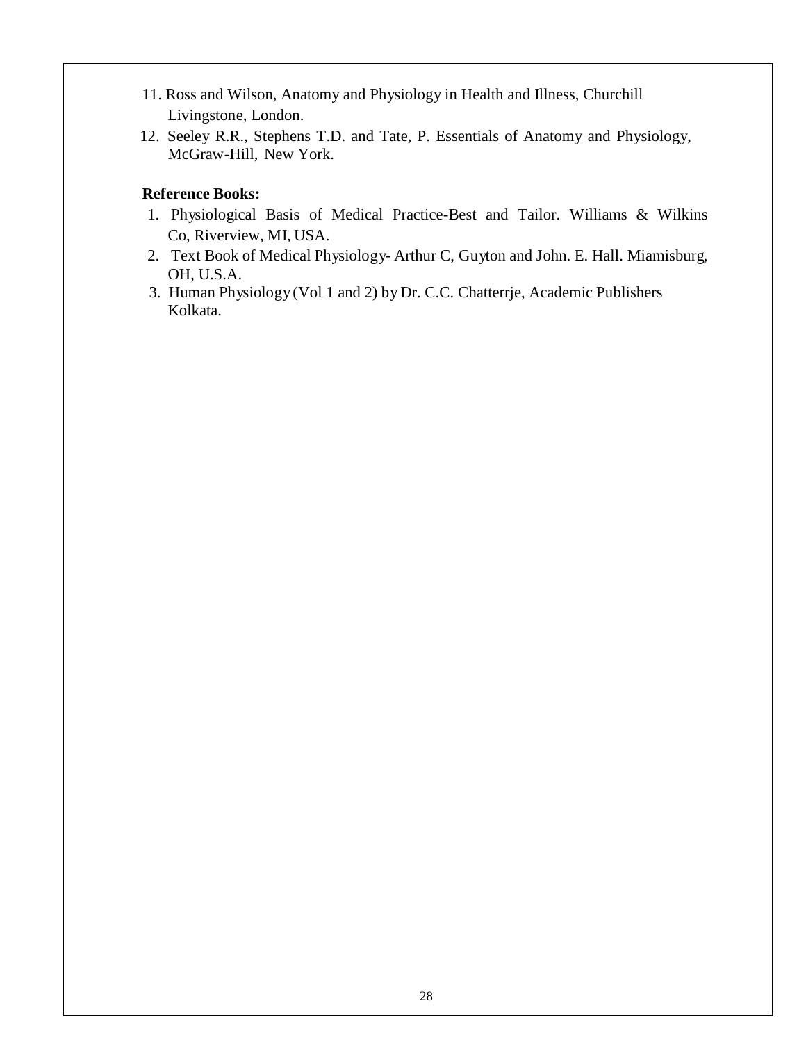11. Ross and Wilson, Anatomy and Physiology in Health and Illness, Churchill Livingstone, London.
12. Seeley R.R., Stephens T.D. and Tate, P. Essentials of Anatomy and Physiology, McGraw-Hill, New York.

**Reference Books:**

1. Physiological Basis of Medical Practice-Best and Tailor. Williams & Wilkins Co, Riverview, MI, USA.
2. Text Book of Medical Physiology- Arthur C, Guyton and John. E. Hall. Miamisburg, OH, U.S.A.
3. Human Physiology (Vol 1 and 2) by Dr. C.C. Chatterrje, Academic Publishers Kolkata.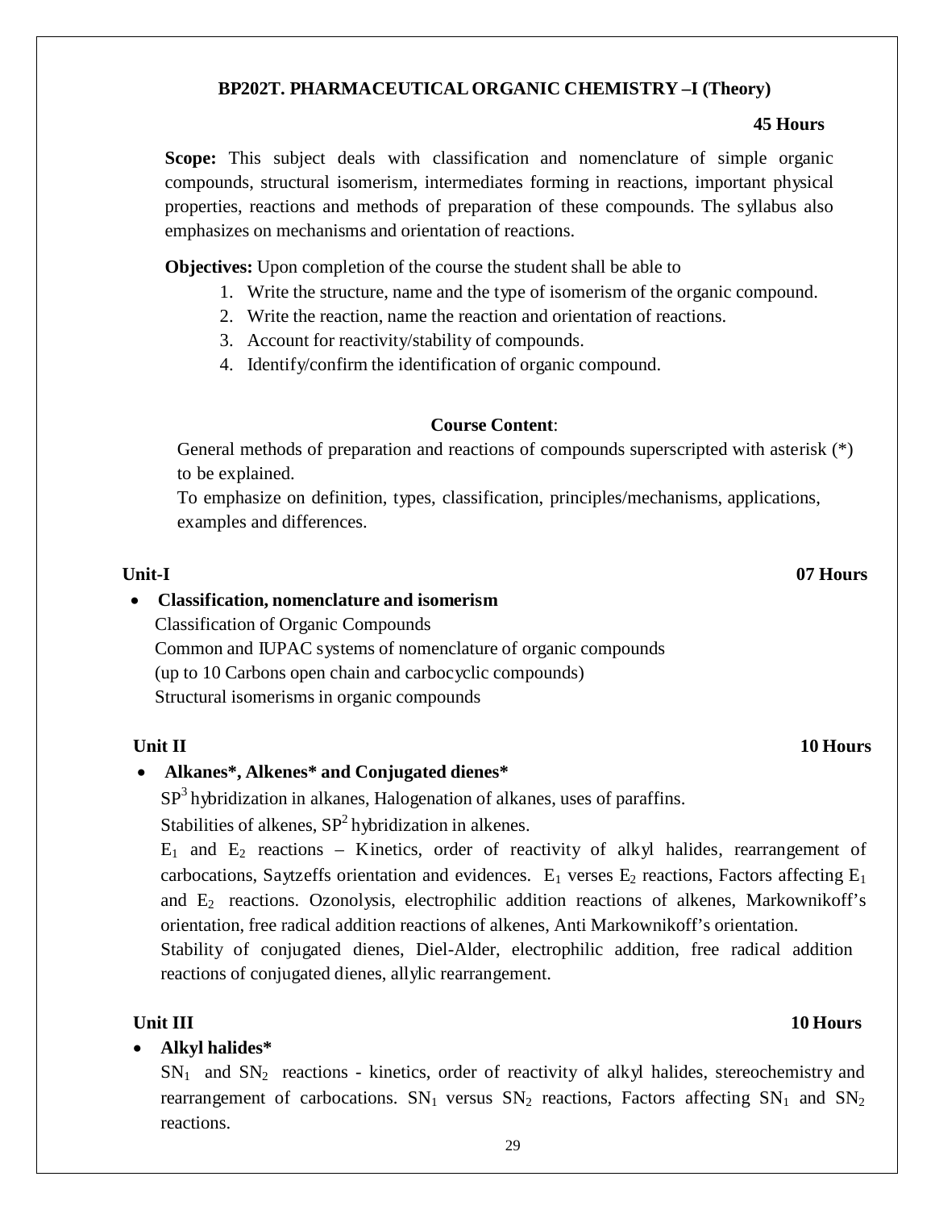## BP202T. PHARMACEUTICAL ORGANIC CHEMISTRY –I (Theory)

**45 Hours**

**Scope:** This subject deals with classification and nomenclature of simple organic compounds, structural isomerism, intermediates forming in reactions, important physical properties, reactions and methods of preparation of these compounds. The syllabus also emphasizes on mechanisms and orientation of reactions.

**Objectives:** Upon completion of the course the student shall be able to

1. Write the structure, name and the type of isomerism of the organic compound.
2. Write the reaction, name the reaction and orientation of reactions.
3. Account for reactivity/stability of compounds.
4. Identify/confirm the identification of organic compound.

**Course Content**:

General methods of preparation and reactions of compounds superscripted with asterisk (*) to be explained.

To emphasize on definition, types, classification, principles/mechanisms, applications, examples and differences.

### Unit-I — 07 Hours

- **Classification, nomenclature and isomerism**

  Classification of Organic Compounds

  Common and IUPAC systems of nomenclature of organic compounds

  (up to 10 Carbons open chain and carbocyclic compounds)

  Structural isomerisms in organic compounds

### Unit II — 10 Hours

- **Alkanes*, Alkenes* and Conjugated dienes***

  $SP^3$ hybridization in alkanes, Halogenation of alkanes, uses of paraffins.

  Stabilities of alkenes, $SP^2$ hybridization in alkenes.

  $E_1$ and $E_2$ reactions – Kinetics, order of reactivity of alkyl halides, rearrangement of carbocations, Saytzeffs orientation and evidences. $E_1$ verses $E_2$ reactions, Factors affecting $E_1$ and $E_2$ reactions. Ozonolysis, electrophilic addition reactions of alkenes, Markownikoff's orientation, free radical addition reactions of alkenes, Anti Markownikoff's orientation.

  Stability of conjugated dienes, Diel-Alder, electrophilic addition, free radical addition reactions of conjugated dienes, allylic rearrangement.

### Unit III — 10 Hours

- **Alkyl halides***

  $SN_1$ and $SN_2$ reactions - kinetics, order of reactivity of alkyl halides, stereochemistry and rearrangement of carbocations. $SN_1$ versus $SN_2$ reactions, Factors affecting $SN_1$ and $SN_2$ reactions.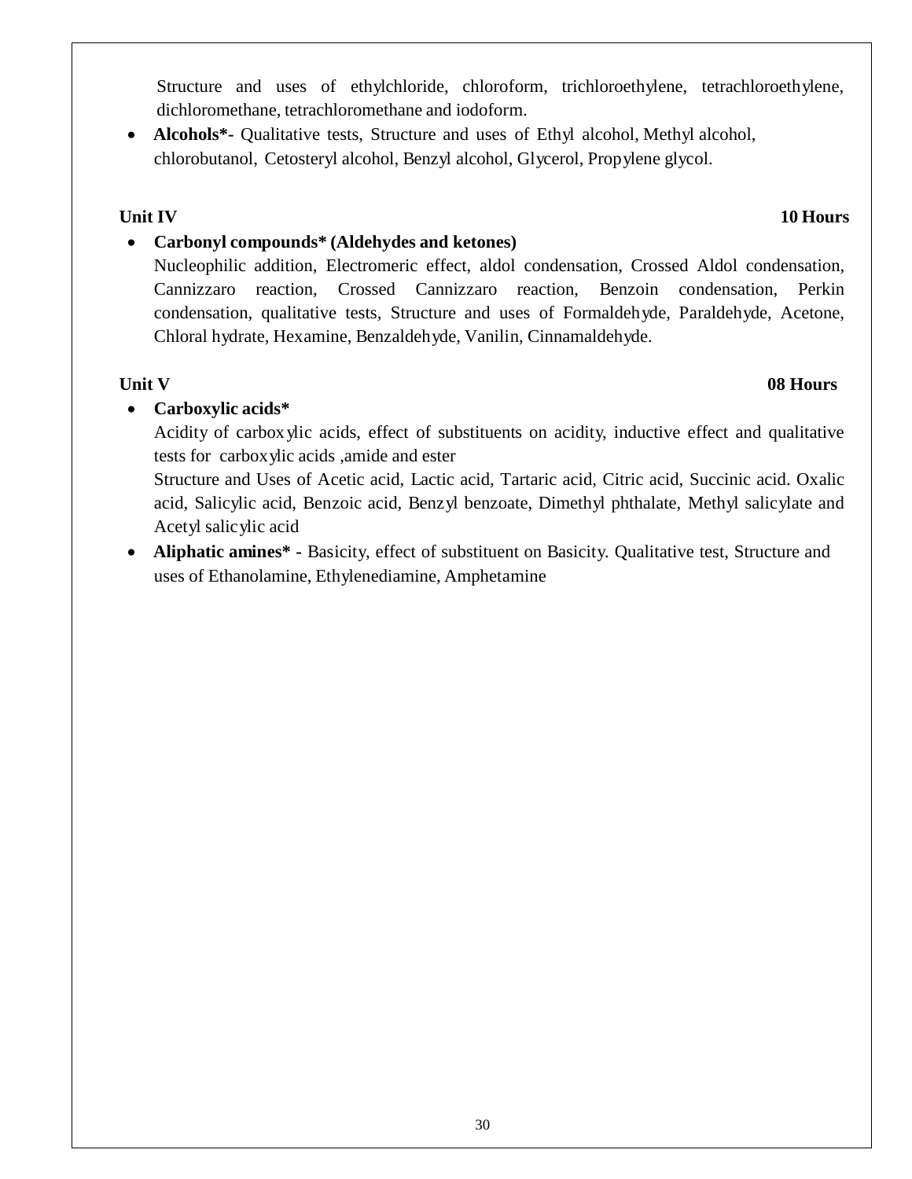Structure and uses of ethylchloride, chloroform, trichloroethylene, tetrachloroethylene, dichloromethane, tetrachloromethane and iodoform.

- **Alcohols*-** Qualitative tests, Structure and uses of Ethyl alcohol, Methyl alcohol, chlorobutanol, Cetosteryl alcohol, Benzyl alcohol, Glycerol, Propylene glycol.

**Unit IV** **10 Hours**

- **Carbonyl compounds* (Aldehydes and ketones)**
  Nucleophilic addition, Electromeric effect, aldol condensation, Crossed Aldol condensation, Cannizzaro reaction, Crossed Cannizzaro reaction, Benzoin condensation, Perkin condensation, qualitative tests, Structure and uses of Formaldehyde, Paraldehyde, Acetone, Chloral hydrate, Hexamine, Benzaldehyde, Vanilin, Cinnamaldehyde.

**Unit V** **08 Hours**

- **Carboxylic acids***
  Acidity of carboxylic acids, effect of substituents on acidity, inductive effect and qualitative tests for carboxylic acids ,amide and ester
  Structure and Uses of Acetic acid, Lactic acid, Tartaric acid, Citric acid, Succinic acid. Oxalic acid, Salicylic acid, Benzoic acid, Benzyl benzoate, Dimethyl phthalate, Methyl salicylate and Acetyl salicylic acid
- **Aliphatic amines* -** Basicity, effect of substituent on Basicity. Qualitative test, Structure and uses of Ethanolamine, Ethylenediamine, Amphetamine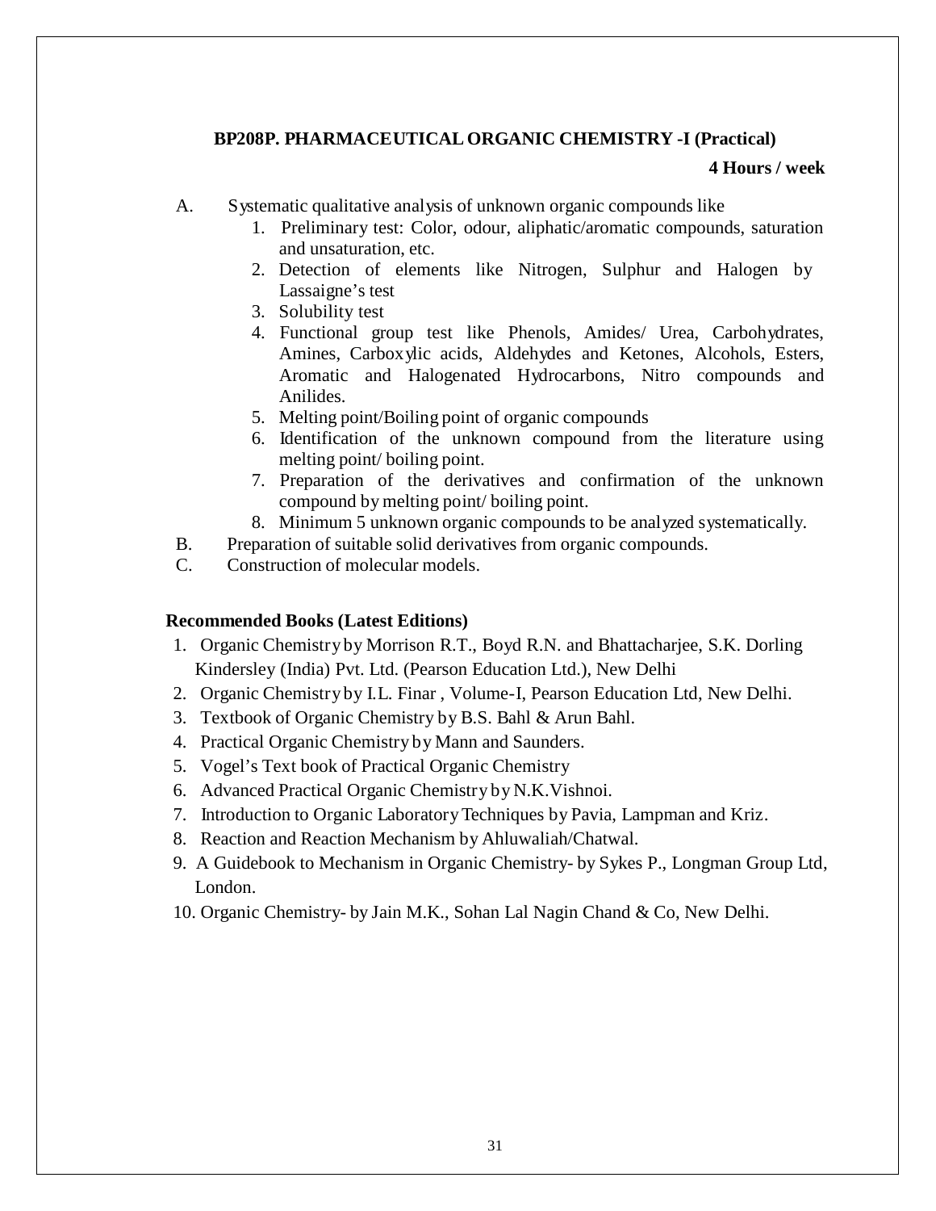## BP208P. PHARMACEUTICAL ORGANIC CHEMISTRY -I (Practical)

**4 Hours / week**

A. Systematic qualitative analysis of unknown organic compounds like
   1. Preliminary test: Color, odour, aliphatic/aromatic compounds, saturation and unsaturation, etc.
   2. Detection of elements like Nitrogen, Sulphur and Halogen by Lassaigne's test
   3. Solubility test
   4. Functional group test like Phenols, Amides/ Urea, Carbohydrates, Amines, Carboxylic acids, Aldehydes and Ketones, Alcohols, Esters, Aromatic and Halogenated Hydrocarbons, Nitro compounds and Anilides.
   5. Melting point/Boiling point of organic compounds
   6. Identification of the unknown compound from the literature using melting point/ boiling point.
   7. Preparation of the derivatives and confirmation of the unknown compound by melting point/ boiling point.
   8. Minimum 5 unknown organic compounds to be analyzed systematically.

B. Preparation of suitable solid derivatives from organic compounds.

C. Construction of molecular models.

### Recommended Books (Latest Editions)

1. Organic Chemistry by Morrison R.T., Boyd R.N. and Bhattacharjee, S.K. Dorling Kindersley (India) Pvt. Ltd. (Pearson Education Ltd.), New Delhi
2. Organic Chemistry by I.L. Finar , Volume-I, Pearson Education Ltd, New Delhi.
3. Textbook of Organic Chemistry by B.S. Bahl & Arun Bahl.
4. Practical Organic Chemistry by Mann and Saunders.
5. Vogel's Text book of Practical Organic Chemistry
6. Advanced Practical Organic Chemistry by N.K.Vishnoi.
7. Introduction to Organic Laboratory Techniques by Pavia, Lampman and Kriz.
8. Reaction and Reaction Mechanism by Ahluwaliah/Chatwal.
9. A Guidebook to Mechanism in Organic Chemistry- by Sykes P., Longman Group Ltd, London.
10. Organic Chemistry- by Jain M.K., Sohan Lal Nagin Chand & Co, New Delhi.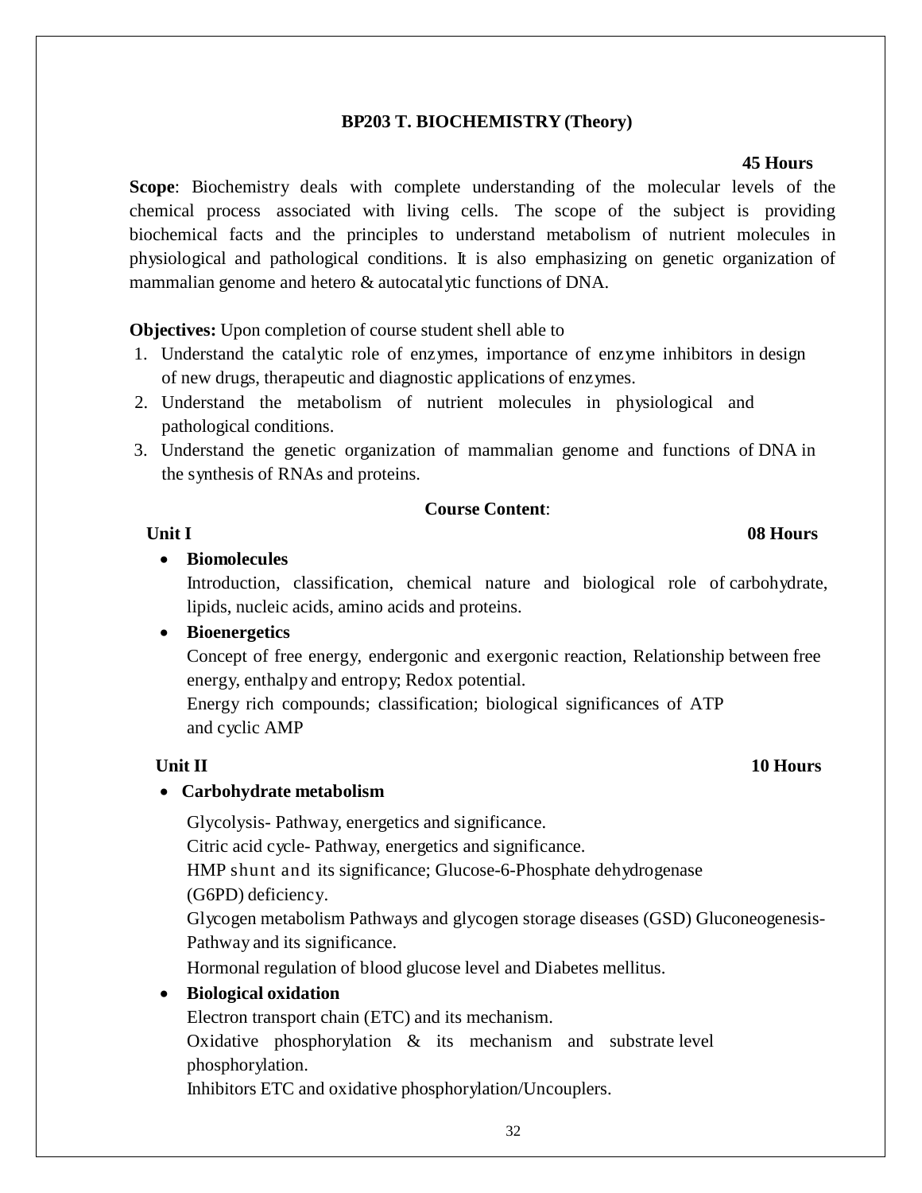## BP203 T. BIOCHEMISTRY (Theory)

**45 Hours**

**Scope**: Biochemistry deals with complete understanding of the molecular levels of the chemical process associated with living cells. The scope of the subject is providing biochemical facts and the principles to understand metabolism of nutrient molecules in physiological and pathological conditions. It is also emphasizing on genetic organization of mammalian genome and hetero & autocatalytic functions of DNA.

**Objectives:** Upon completion of course student shell able to

1. Understand the catalytic role of enzymes, importance of enzyme inhibitors in design of new drugs, therapeutic and diagnostic applications of enzymes.
2. Understand the metabolism of nutrient molecules in physiological and pathological conditions.
3. Understand the genetic organization of mammalian genome and functions of DNA in the synthesis of RNAs and proteins.

### Course Content:

**Unit I** **08 Hours**

- **Biomolecules**

  Introduction, classification, chemical nature and biological role of carbohydrate, lipids, nucleic acids, amino acids and proteins.

- **Bioenergetics**

  Concept of free energy, endergonic and exergonic reaction, Relationship between free energy, enthalpy and entropy; Redox potential.

  Energy rich compounds; classification; biological significances of ATP and cyclic AMP

**Unit II** **10 Hours**

- **Carbohydrate metabolism**

  Glycolysis- Pathway, energetics and significance.

  Citric acid cycle- Pathway, energetics and significance.

  HMP shunt and its significance; Glucose-6-Phosphate dehydrogenase (G6PD) deficiency.

  Glycogen metabolism Pathways and glycogen storage diseases (GSD) Gluconeogenesis- Pathway and its significance.

  Hormonal regulation of blood glucose level and Diabetes mellitus.

- **Biological oxidation**

  Electron transport chain (ETC) and its mechanism.

  Oxidative phosphorylation & its mechanism and substrate level phosphorylation.

  Inhibitors ETC and oxidative phosphorylation/Uncouplers.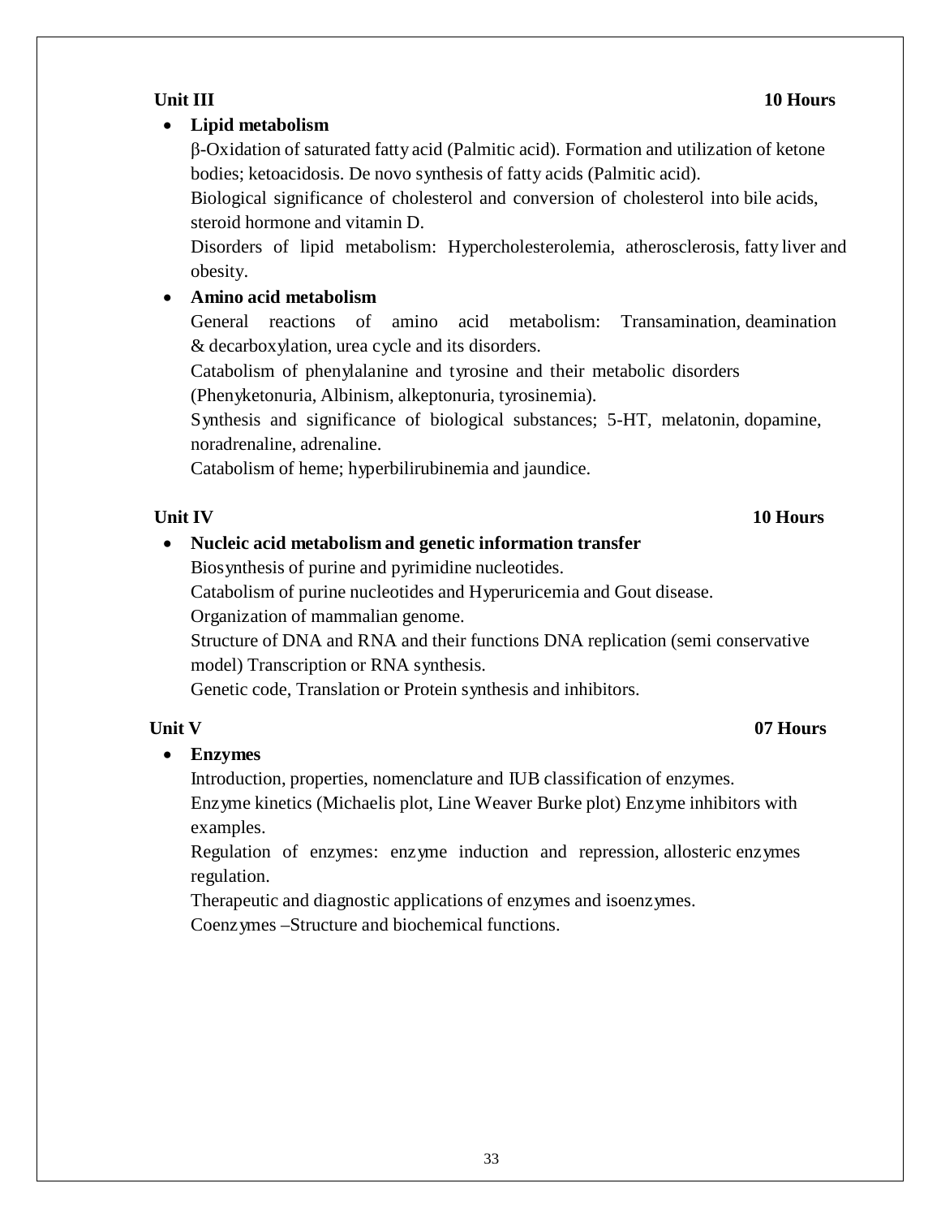**Unit III** **10 Hours**

- **Lipid metabolism**

  β-Oxidation of saturated fatty acid (Palmitic acid). Formation and utilization of ketone bodies; ketoacidosis. De novo synthesis of fatty acids (Palmitic acid).

  Biological significance of cholesterol and conversion of cholesterol into bile acids, steroid hormone and vitamin D.

  Disorders of lipid metabolism: Hypercholesterolemia, atherosclerosis, fatty liver and obesity.

- **Amino acid metabolism**

  General reactions of amino acid metabolism: Transamination, deamination & decarboxylation, urea cycle and its disorders.

  Catabolism of phenylalanine and tyrosine and their metabolic disorders (Phenyketonuria, Albinism, alkeptonuria, tyrosinemia).

  Synthesis and significance of biological substances; 5-HT, melatonin, dopamine, noradrenaline, adrenaline.

  Catabolism of heme; hyperbilirubinemia and jaundice.

**Unit IV** **10 Hours**

- **Nucleic acid metabolism and genetic information transfer**

  Biosynthesis of purine and pyrimidine nucleotides.

  Catabolism of purine nucleotides and Hyperuricemia and Gout disease.

  Organization of mammalian genome.

  Structure of DNA and RNA and their functions DNA replication (semi conservative model) Transcription or RNA synthesis.

  Genetic code, Translation or Protein synthesis and inhibitors.

**Unit V** **07 Hours**

- **Enzymes**

  Introduction, properties, nomenclature and IUB classification of enzymes.

  Enzyme kinetics (Michaelis plot, Line Weaver Burke plot) Enzyme inhibitors with examples.

  Regulation of enzymes: enzyme induction and repression, allosteric enzymes regulation.

  Therapeutic and diagnostic applications of enzymes and isoenzymes.

  Coenzymes –Structure and biochemical functions.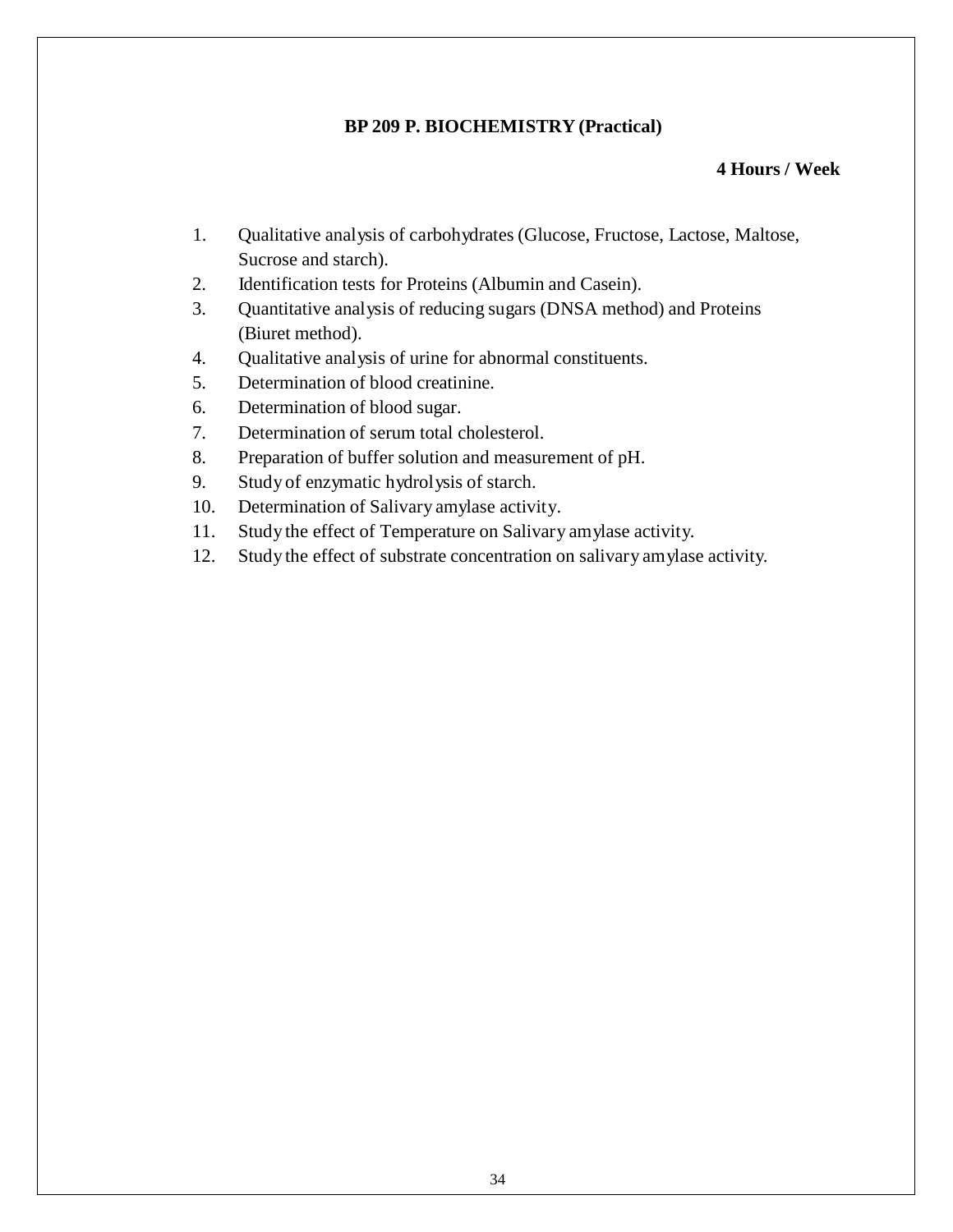## BP 209 P. BIOCHEMISTRY (Practical)

**4 Hours / Week**

1. Qualitative analysis of carbohydrates (Glucose, Fructose, Lactose, Maltose, Sucrose and starch).
2. Identification tests for Proteins (Albumin and Casein).
3. Quantitative analysis of reducing sugars (DNSA method) and Proteins (Biuret method).
4. Qualitative analysis of urine for abnormal constituents.
5. Determination of blood creatinine.
6. Determination of blood sugar.
7. Determination of serum total cholesterol.
8. Preparation of buffer solution and measurement of pH.
9. Study of enzymatic hydrolysis of starch.
10. Determination of Salivary amylase activity.
11. Study the effect of Temperature on Salivary amylase activity.
12. Study the effect of substrate concentration on salivary amylase activity.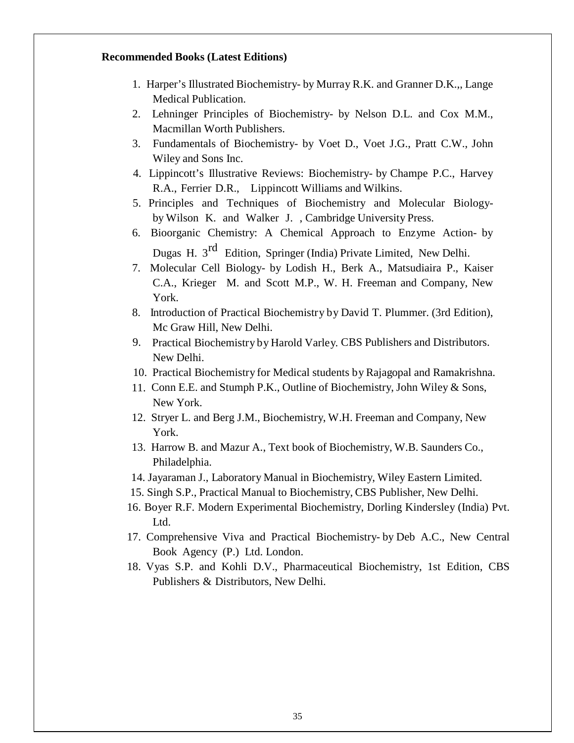**Recommended Books (Latest Editions)**

1. Harper's Illustrated Biochemistry- by Murray R.K. and Granner D.K.,, Lange Medical Publication.
2. Lehninger Principles of Biochemistry- by Nelson D.L. and Cox M.M., Macmillan Worth Publishers.
3. Fundamentals of Biochemistry- by Voet D., Voet J.G., Pratt C.W., John Wiley and Sons Inc.
4. Lippincott's Illustrative Reviews: Biochemistry- by Champe P.C., Harvey R.A., Ferrier D.R., Lippincott Williams and Wilkins.
5. Principles and Techniques of Biochemistry and Molecular Biology- by Wilson K. and Walker J. , Cambridge University Press.
6. Bioorganic Chemistry: A Chemical Approach to Enzyme Action- by Dugas H. 3rd Edition, Springer (India) Private Limited, New Delhi.
7. Molecular Cell Biology- by Lodish H., Berk A., Matsudiaira P., Kaiser C.A., Krieger M. and Scott M.P., W. H. Freeman and Company, New York.
8. Introduction of Practical Biochemistry by David T. Plummer. (3rd Edition), Mc Graw Hill, New Delhi.
9. Practical Biochemistry by Harold Varley. CBS Publishers and Distributors. New Delhi.
10. Practical Biochemistry for Medical students by Rajagopal and Ramakrishna.
11. Conn E.E. and Stumph P.K., Outline of Biochemistry, John Wiley & Sons, New York.
12. Stryer L. and Berg J.M., Biochemistry, W.H. Freeman and Company, New York.
13. Harrow B. and Mazur A., Text book of Biochemistry, W.B. Saunders Co., Philadelphia.
14. Jayaraman J., Laboratory Manual in Biochemistry, Wiley Eastern Limited.
15. Singh S.P., Practical Manual to Biochemistry, CBS Publisher, New Delhi.
16. Boyer R.F. Modern Experimental Biochemistry, Dorling Kindersley (India) Pvt. Ltd.
17. Comprehensive Viva and Practical Biochemistry- by Deb A.C., New Central Book Agency (P.) Ltd. London.
18. Vyas S.P. and Kohli D.V., Pharmaceutical Biochemistry, 1st Edition, CBS Publishers & Distributors, New Delhi.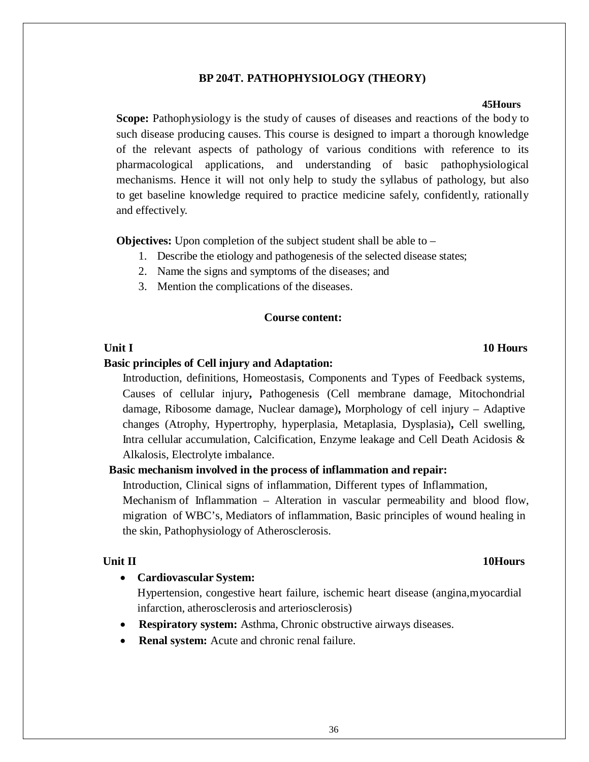## BP 204T. PATHOPHYSIOLOGY (THEORY)

**45Hours**

**Scope:** Pathophysiology is the study of causes of diseases and reactions of the body to such disease producing causes. This course is designed to impart a thorough knowledge of the relevant aspects of pathology of various conditions with reference to its pharmacological applications, and understanding of basic pathophysiological mechanisms. Hence it will not only help to study the syllabus of pathology, but also to get baseline knowledge required to practice medicine safely, confidently, rationally and effectively.

**Objectives:** Upon completion of the subject student shall be able to –

1. Describe the etiology and pathogenesis of the selected disease states;
2. Name the signs and symptoms of the diseases; and
3. Mention the complications of the diseases.

### Course content:

**Unit I** **10 Hours**

**Basic principles of Cell injury and Adaptation:**

Introduction, definitions, Homeostasis, Components and Types of Feedback systems, Causes of cellular injury**,** Pathogenesis (Cell membrane damage, Mitochondrial damage, Ribosome damage, Nuclear damage)**,** Morphology of cell injury – Adaptive changes (Atrophy, Hypertrophy, hyperplasia, Metaplasia, Dysplasia)**,** Cell swelling, Intra cellular accumulation, Calcification, Enzyme leakage and Cell Death Acidosis & Alkalosis, Electrolyte imbalance.

**Basic mechanism involved in the process of inflammation and repair:**

Introduction, Clinical signs of inflammation, Different types of Inflammation, Mechanism of Inflammation – Alteration in vascular permeability and blood flow, migration of WBC's, Mediators of inflammation, Basic principles of wound healing in the skin, Pathophysiology of Atherosclerosis.

**Unit II** **10Hours**

- **Cardiovascular System:**
  Hypertension, congestive heart failure, ischemic heart disease (angina,myocardial infarction, atherosclerosis and arteriosclerosis)
- **Respiratory system:** Asthma, Chronic obstructive airways diseases.
- **Renal system:** Acute and chronic renal failure.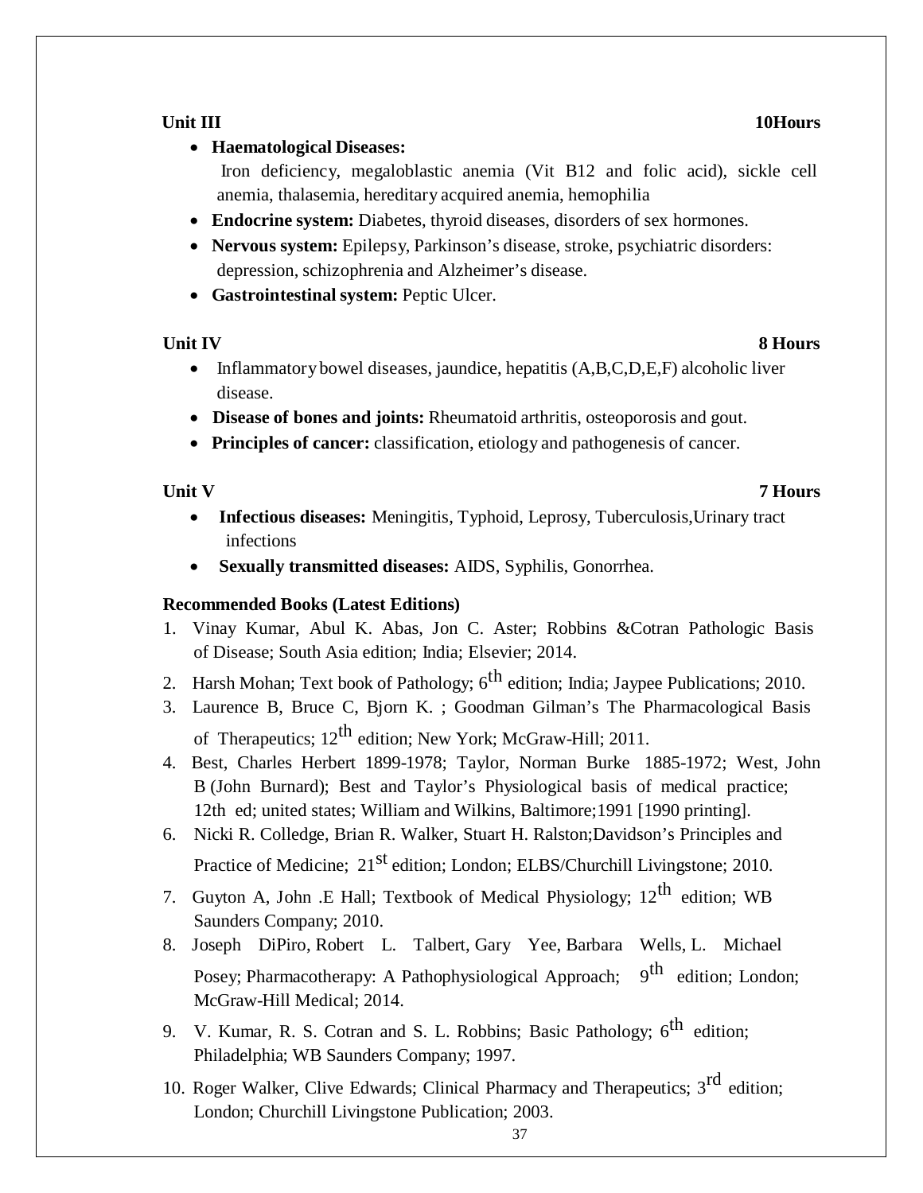**Unit III** **10Hours**

- **Haematological Diseases:**
  Iron deficiency, megaloblastic anemia (Vit B12 and folic acid), sickle cell anemia, thalasemia, hereditary acquired anemia, hemophilia
- **Endocrine system:** Diabetes, thyroid diseases, disorders of sex hormones.
- **Nervous system:** Epilepsy, Parkinson's disease, stroke, psychiatric disorders: depression, schizophrenia and Alzheimer's disease.
- **Gastrointestinal system:** Peptic Ulcer.

**Unit IV** **8 Hours**

- Inflammatory bowel diseases, jaundice, hepatitis (A,B,C,D,E,F) alcoholic liver disease.
- **Disease of bones and joints:** Rheumatoid arthritis, osteoporosis and gout.
- **Principles of cancer:** classification, etiology and pathogenesis of cancer.

**Unit V** **7 Hours**

- **Infectious diseases:** Meningitis, Typhoid, Leprosy, Tuberculosis,Urinary tract infections
- **Sexually transmitted diseases:** AIDS, Syphilis, Gonorrhea.

**Recommended Books (Latest Editions)**

1. Vinay Kumar, Abul K. Abas, Jon C. Aster; Robbins &Cotran Pathologic Basis of Disease; South Asia edition; India; Elsevier; 2014.
2. Harsh Mohan; Text book of Pathology; 6th edition; India; Jaypee Publications; 2010.
3. Laurence B, Bruce C, Bjorn K. ; Goodman Gilman's The Pharmacological Basis of Therapeutics; 12th edition; New York; McGraw-Hill; 2011.
4. Best, Charles Herbert 1899-1978; Taylor, Norman Burke 1885-1972; West, John B (John Burnard); Best and Taylor's Physiological basis of medical practice; 12th ed; united states; William and Wilkins, Baltimore;1991 [1990 printing].
6. Nicki R. Colledge, Brian R. Walker, Stuart H. Ralston;Davidson's Principles and Practice of Medicine; 21st edition; London; ELBS/Churchill Livingstone; 2010.
7. Guyton A, John .E Hall; Textbook of Medical Physiology; 12th edition; WB Saunders Company; 2010.
8. Joseph DiPiro, Robert L. Talbert, Gary Yee, Barbara Wells, L. Michael Posey; Pharmacotherapy: A Pathophysiological Approach; 9th edition; London; McGraw-Hill Medical; 2014.
9. V. Kumar, R. S. Cotran and S. L. Robbins; Basic Pathology; 6th edition; Philadelphia; WB Saunders Company; 1997.
10. Roger Walker, Clive Edwards; Clinical Pharmacy and Therapeutics; 3rd edition; London; Churchill Livingstone Publication; 2003.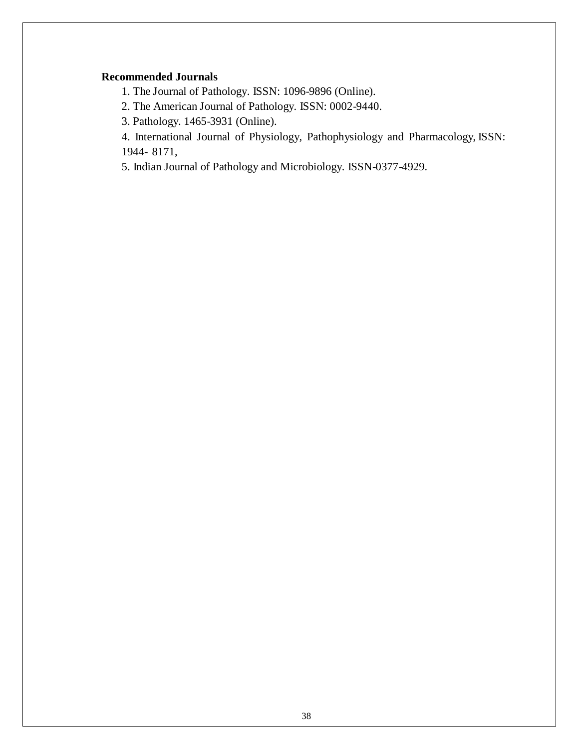**Recommended Journals**

1. The Journal of Pathology. ISSN: 1096-9896 (Online).
2. The American Journal of Pathology. ISSN: 0002-9440.
3. Pathology. 1465-3931 (Online).
4. International Journal of Physiology, Pathophysiology and Pharmacology, ISSN: 1944- 8171,
5. Indian Journal of Pathology and Microbiology. ISSN-0377-4929.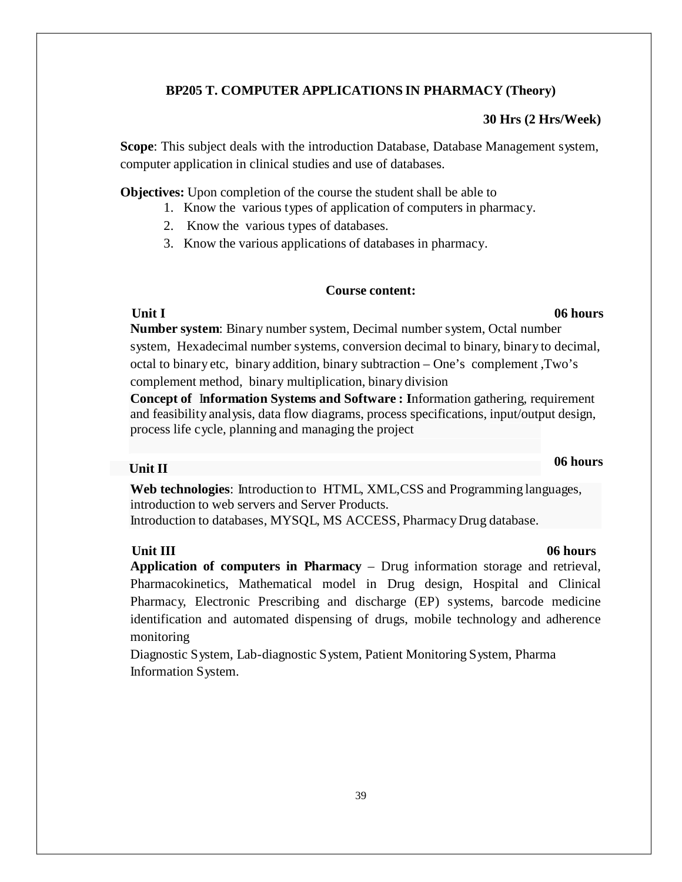## BP205 T. COMPUTER APPLICATIONS IN PHARMACY (Theory)

**30 Hrs (2 Hrs/Week)**

**Scope**: This subject deals with the introduction Database, Database Management system, computer application in clinical studies and use of databases.

**Objectives:** Upon completion of the course the student shall be able to

1. Know the various types of application of computers in pharmacy.
2. Know the various types of databases.
3. Know the various applications of databases in pharmacy.

### Course content:

**Unit I** **06 hours**

**Number system**: Binary number system, Decimal number system, Octal number system, Hexadecimal number systems, conversion decimal to binary, binary to decimal, octal to binary etc, binary addition, binary subtraction – One's complement ,Two's complement method, binary multiplication, binary division

**Concept of Information Systems and Software : I**nformation gathering, requirement and feasibility analysis, data flow diagrams, process specifications, input/output design, process life cycle, planning and managing the project

**Unit II** **06 hours**

**Web technologies**: Introduction to HTML, XML,CSS and Programming languages, introduction to web servers and Server Products.
Introduction to databases, MYSQL, MS ACCESS, Pharmacy Drug database.

**Unit III** **06 hours**

**Application of computers in Pharmacy** – Drug information storage and retrieval, Pharmacokinetics, Mathematical model in Drug design, Hospital and Clinical Pharmacy, Electronic Prescribing and discharge (EP) systems, barcode medicine identification and automated dispensing of drugs, mobile technology and adherence monitoring

Diagnostic System, Lab-diagnostic System, Patient Monitoring System, Pharma Information System.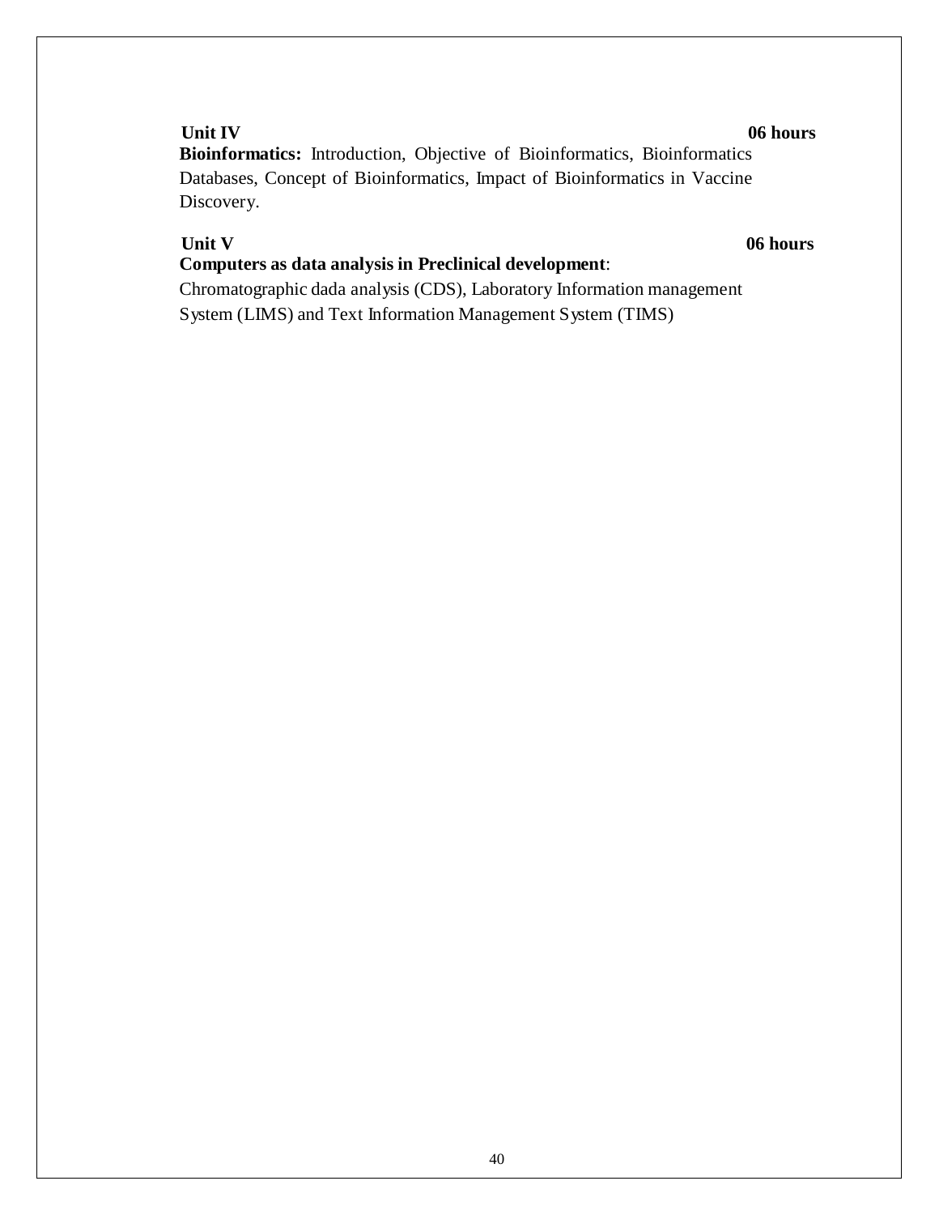**Unit IV** **06 hours**

**Bioinformatics:** Introduction, Objective of Bioinformatics, Bioinformatics Databases, Concept of Bioinformatics, Impact of Bioinformatics in Vaccine Discovery.

**Unit V** **06 hours**

**Computers as data analysis in Preclinical development**:

Chromatographic dada analysis (CDS), Laboratory Information management System (LIMS) and Text Information Management System (TIMS)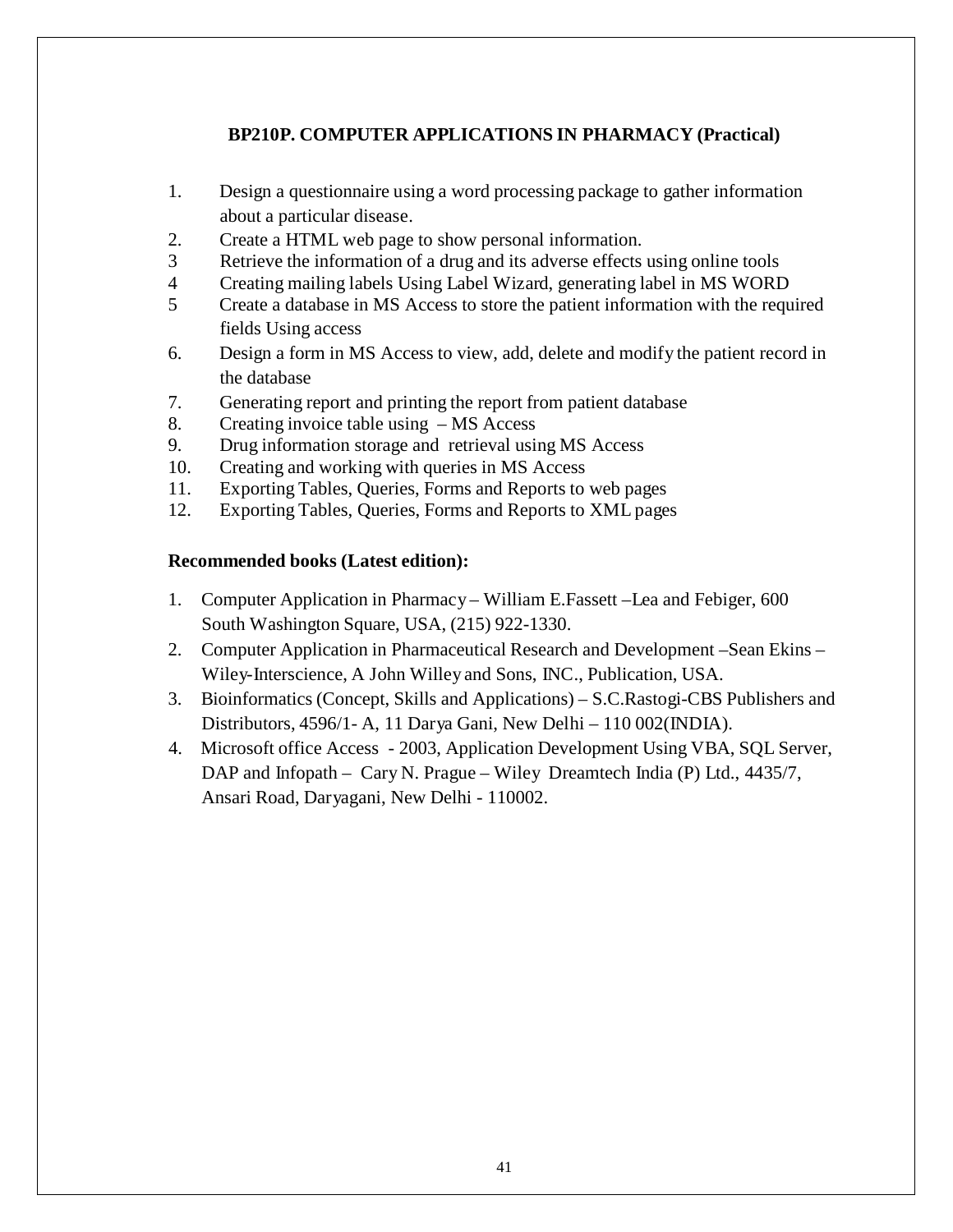## BP210P. COMPUTER APPLICATIONS IN PHARMACY (Practical)

1. Design a questionnaire using a word processing package to gather information about a particular disease.
2. Create a HTML web page to show personal information.
3. Retrieve the information of a drug and its adverse effects using online tools
4. Creating mailing labels Using Label Wizard, generating label in MS WORD
5. Create a database in MS Access to store the patient information with the required fields Using access
6. Design a form in MS Access to view, add, delete and modify the patient record in the database
7. Generating report and printing the report from patient database
8. Creating invoice table using – MS Access
9. Drug information storage and retrieval using MS Access
10. Creating and working with queries in MS Access
11. Exporting Tables, Queries, Forms and Reports to web pages
12. Exporting Tables, Queries, Forms and Reports to XML pages

**Recommended books (Latest edition):**

1. Computer Application in Pharmacy – William E.Fassett –Lea and Febiger, 600 South Washington Square, USA, (215) 922-1330.
2. Computer Application in Pharmaceutical Research and Development –Sean Ekins – Wiley-Interscience, A John Willey and Sons, INC., Publication, USA.
3. Bioinformatics (Concept, Skills and Applications) – S.C.Rastogi-CBS Publishers and Distributors, 4596/1- A, 11 Darya Gani, New Delhi – 110 002(INDIA).
4. Microsoft office Access - 2003, Application Development Using VBA, SQL Server, DAP and Infopath – Cary N. Prague – Wiley Dreamtech India (P) Ltd., 4435/7, Ansari Road, Daryagani, New Delhi - 110002.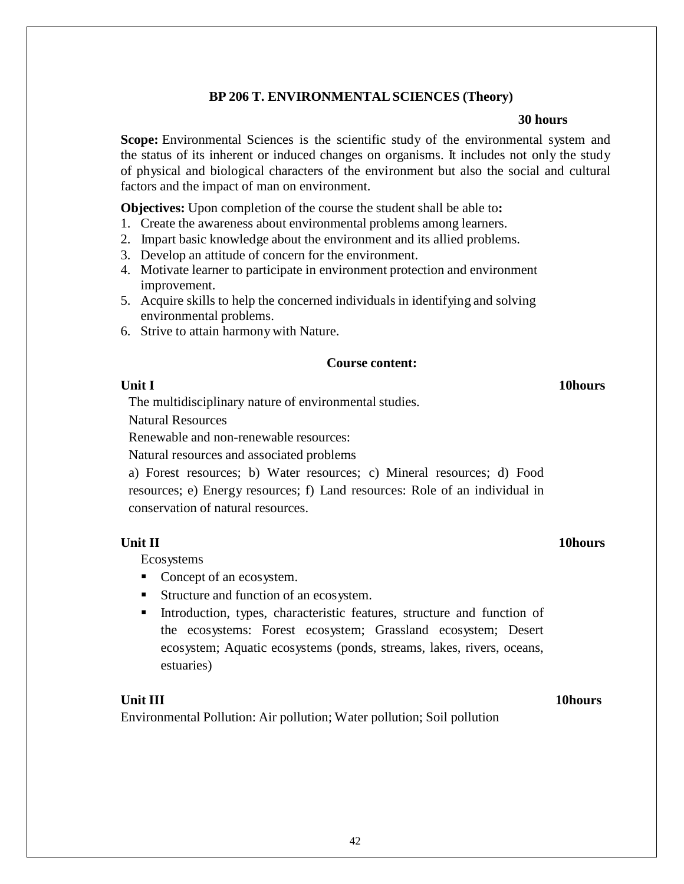## BP 206 T. ENVIRONMENTAL SCIENCES (Theory)

**30 hours**

**Scope:** Environmental Sciences is the scientific study of the environmental system and the status of its inherent or induced changes on organisms. It includes not only the study of physical and biological characters of the environment but also the social and cultural factors and the impact of man on environment.

**Objectives:** Upon completion of the course the student shall be able to**:**

1. Create the awareness about environmental problems among learners.
2. Impart basic knowledge about the environment and its allied problems.
3. Develop an attitude of concern for the environment.
4. Motivate learner to participate in environment protection and environment improvement.
5. Acquire skills to help the concerned individuals in identifying and solving environmental problems.
6. Strive to attain harmony with Nature.

### Course content:

**Unit I** **10hours**

The multidisciplinary nature of environmental studies.

Natural Resources

Renewable and non-renewable resources:

Natural resources and associated problems

a) Forest resources; b) Water resources; c) Mineral resources; d) Food resources; e) Energy resources; f) Land resources: Role of an individual in conservation of natural resources.

**Unit II** **10hours**

Ecosystems

- Concept of an ecosystem.
- Structure and function of an ecosystem.
- Introduction, types, characteristic features, structure and function of the ecosystems: Forest ecosystem; Grassland ecosystem; Desert ecosystem; Aquatic ecosystems (ponds, streams, lakes, rivers, oceans, estuaries)

**Unit III** **10hours**

Environmental Pollution: Air pollution; Water pollution; Soil pollution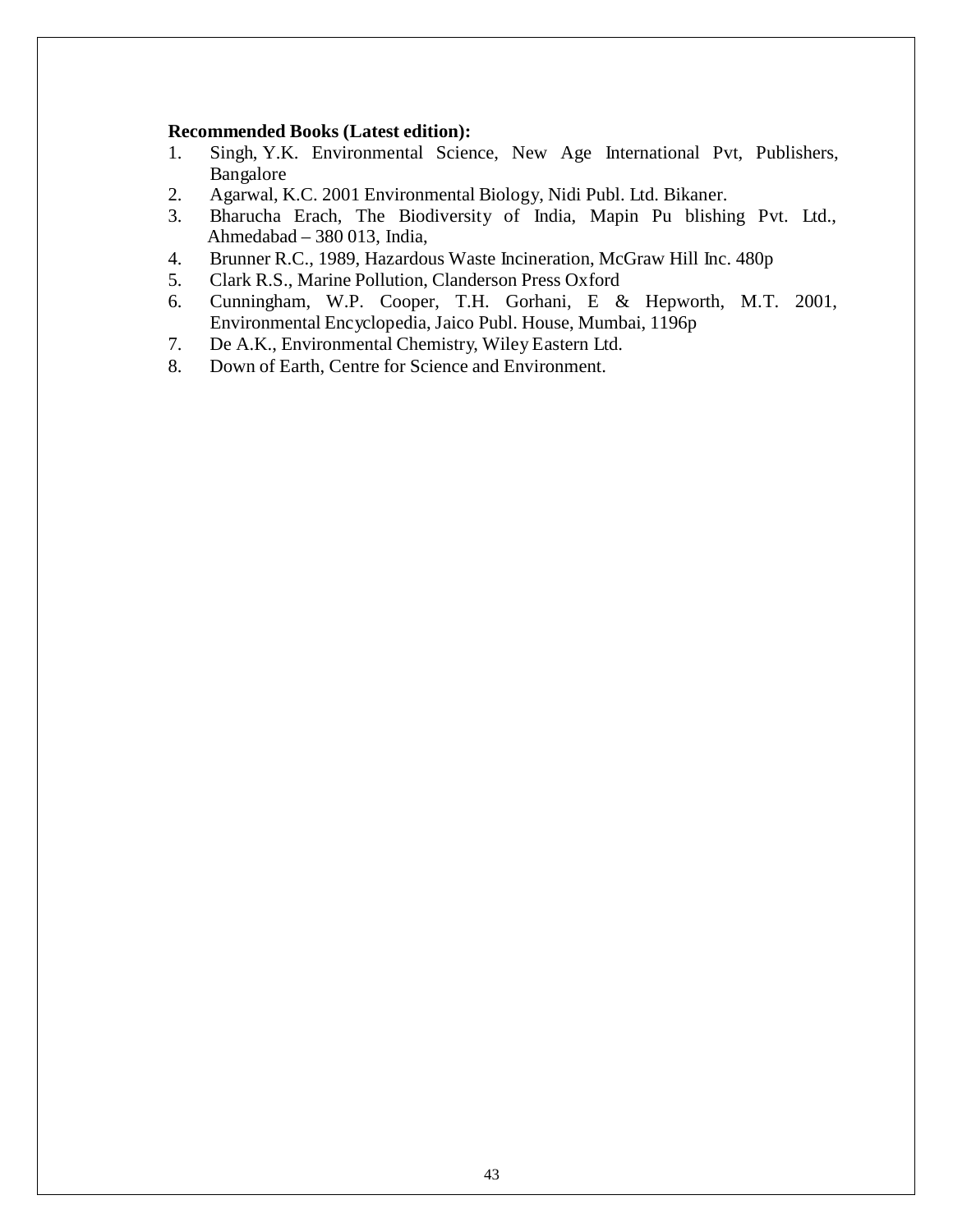**Recommended Books (Latest edition):**

1. Singh, Y.K. Environmental Science, New Age International Pvt, Publishers, Bangalore
2. Agarwal, K.C. 2001 Environmental Biology, Nidi Publ. Ltd. Bikaner.
3. Bharucha Erach, The Biodiversity of India, Mapin Pu blishing Pvt. Ltd., Ahmedabad – 380 013, India,
4. Brunner R.C., 1989, Hazardous Waste Incineration, McGraw Hill Inc. 480p
5. Clark R.S., Marine Pollution, Clanderson Press Oxford
6. Cunningham, W.P. Cooper, T.H. Gorhani, E & Hepworth, M.T. 2001, Environmental Encyclopedia, Jaico Publ. House, Mumbai, 1196p
7. De A.K., Environmental Chemistry, Wiley Eastern Ltd.
8. Down of Earth, Centre for Science and Environment.